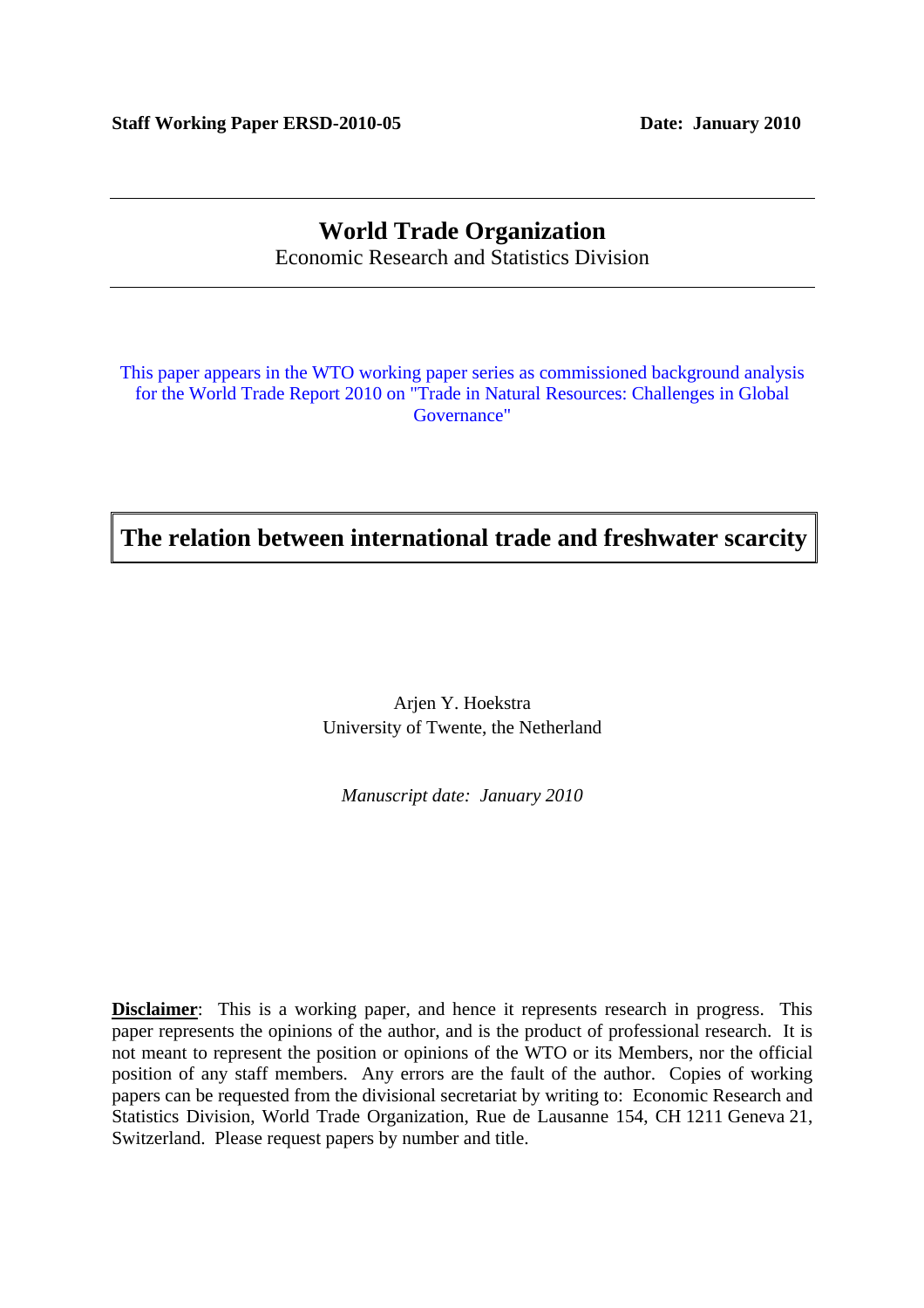**Staff Working Paper ERSD-2010-05** **Date: January 2010**

---

# World Trade Organization

Economic Research and Statistics Division

---

This paper appears in the WTO working paper series as commissioned background analysis for the World Trade Report 2010 on "Trade in Natural Resources: Challenges in Global Governance"

# The relation between international trade and freshwater scarcity

Arjen Y. Hoekstra
University of Twente, the Netherland

*Manuscript date: January 2010*

**Disclaimer**: This is a working paper, and hence it represents research in progress. This paper represents the opinions of the author, and is the product of professional research. It is not meant to represent the position or opinions of the WTO or its Members, nor the official position of any staff members. Any errors are the fault of the author. Copies of working papers can be requested from the divisional secretariat by writing to: Economic Research and Statistics Division, World Trade Organization, Rue de Lausanne 154, CH 1211 Geneva 21, Switzerland. Please request papers by number and title.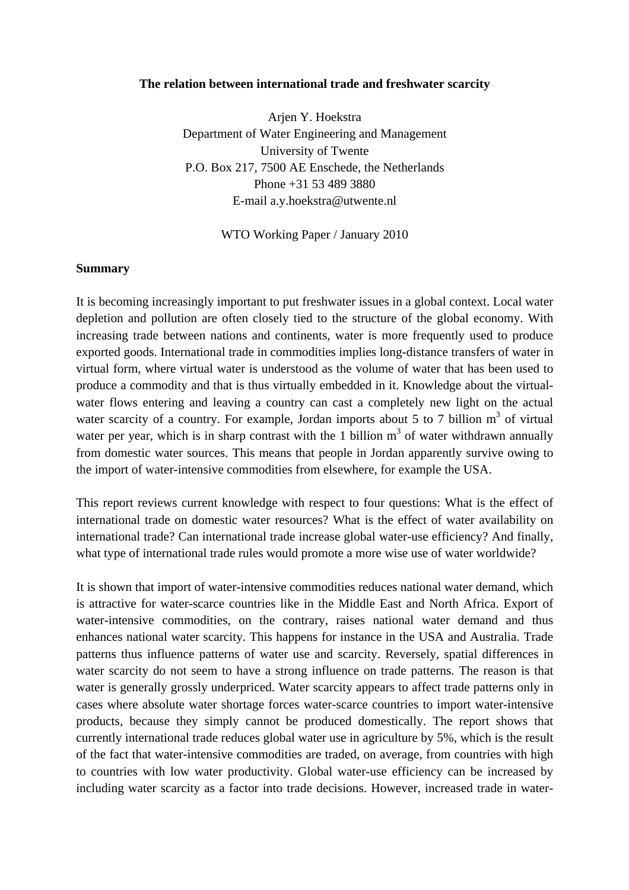**The relation between international trade and freshwater scarcity**

Arjen Y. Hoekstra
Department of Water Engineering and Management
University of Twente
P.O. Box 217, 7500 AE Enschede, the Netherlands
Phone +31 53 489 3880
E-mail a.y.hoekstra@utwente.nl

WTO Working Paper / January 2010

## Summary

It is becoming increasingly important to put freshwater issues in a global context. Local water depletion and pollution are often closely tied to the structure of the global economy. With increasing trade between nations and continents, water is more frequently used to produce exported goods. International trade in commodities implies long-distance transfers of water in virtual form, where virtual water is understood as the volume of water that has been used to produce a commodity and that is thus virtually embedded in it. Knowledge about the virtual-water flows entering and leaving a country can cast a completely new light on the actual water scarcity of a country. For example, Jordan imports about 5 to 7 billion $m^3$ of virtual water per year, which is in sharp contrast with the 1 billion $m^3$ of water withdrawn annually from domestic water sources. This means that people in Jordan apparently survive owing to the import of water-intensive commodities from elsewhere, for example the USA.

This report reviews current knowledge with respect to four questions: What is the effect of international trade on domestic water resources? What is the effect of water availability on international trade? Can international trade increase global water-use efficiency? And finally, what type of international trade rules would promote a more wise use of water worldwide?

It is shown that import of water-intensive commodities reduces national water demand, which is attractive for water-scarce countries like in the Middle East and North Africa. Export of water-intensive commodities, on the contrary, raises national water demand and thus enhances national water scarcity. This happens for instance in the USA and Australia. Trade patterns thus influence patterns of water use and scarcity. Reversely, spatial differences in water scarcity do not seem to have a strong influence on trade patterns. The reason is that water is generally grossly underpriced. Water scarcity appears to affect trade patterns only in cases where absolute water shortage forces water-scarce countries to import water-intensive products, because they simply cannot be produced domestically. The report shows that currently international trade reduces global water use in agriculture by 5%, which is the result of the fact that water-intensive commodities are traded, on average, from countries with high to countries with low water productivity. Global water-use efficiency can be increased by including water scarcity as a factor into trade decisions. However, increased trade in water-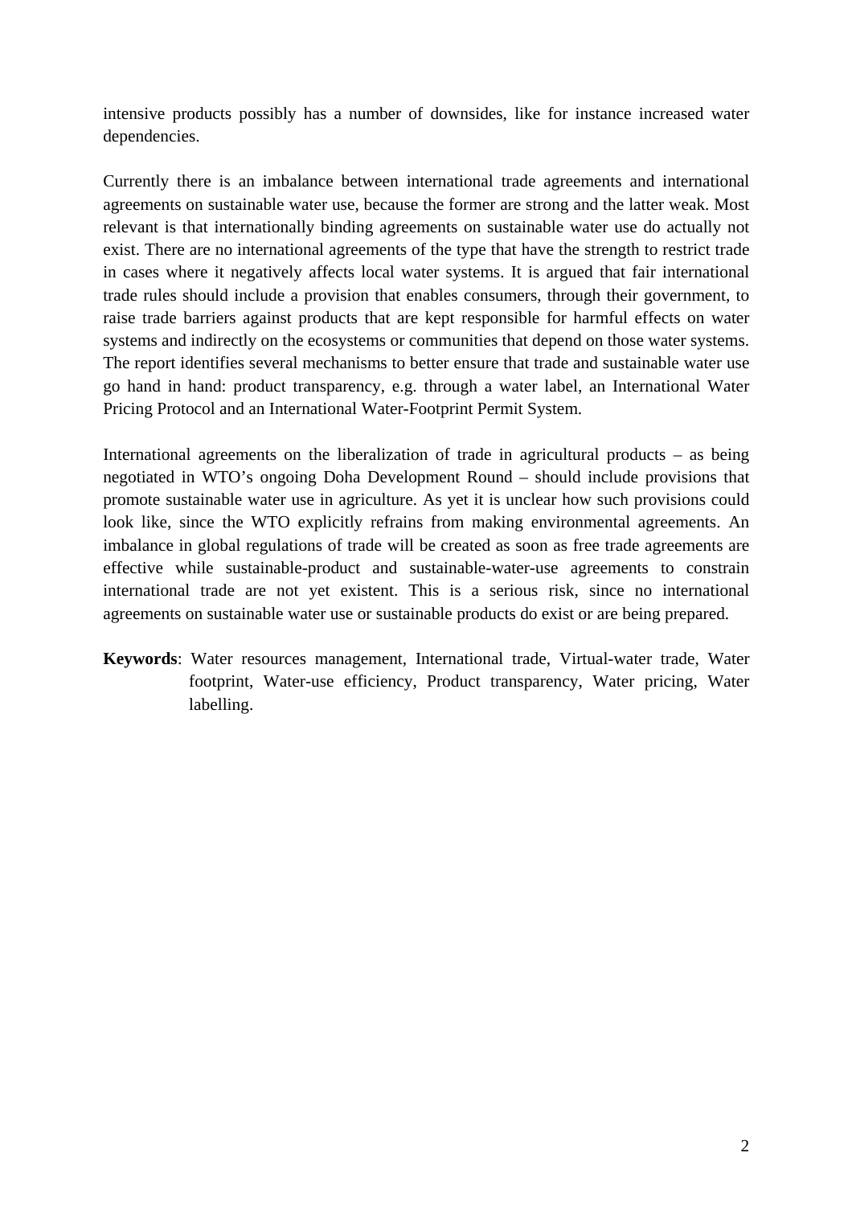intensive products possibly has a number of downsides, like for instance increased water dependencies.

Currently there is an imbalance between international trade agreements and international agreements on sustainable water use, because the former are strong and the latter weak. Most relevant is that internationally binding agreements on sustainable water use do actually not exist. There are no international agreements of the type that have the strength to restrict trade in cases where it negatively affects local water systems. It is argued that fair international trade rules should include a provision that enables consumers, through their government, to raise trade barriers against products that are kept responsible for harmful effects on water systems and indirectly on the ecosystems or communities that depend on those water systems. The report identifies several mechanisms to better ensure that trade and sustainable water use go hand in hand: product transparency, e.g. through a water label, an International Water Pricing Protocol and an International Water-Footprint Permit System.

International agreements on the liberalization of trade in agricultural products – as being negotiated in WTO's ongoing Doha Development Round – should include provisions that promote sustainable water use in agriculture. As yet it is unclear how such provisions could look like, since the WTO explicitly refrains from making environmental agreements. An imbalance in global regulations of trade will be created as soon as free trade agreements are effective while sustainable-product and sustainable-water-use agreements to constrain international trade are not yet existent. This is a serious risk, since no international agreements on sustainable water use or sustainable products do exist or are being prepared.

**Keywords**: Water resources management, International trade, Virtual-water trade, Water footprint, Water-use efficiency, Product transparency, Water pricing, Water labelling.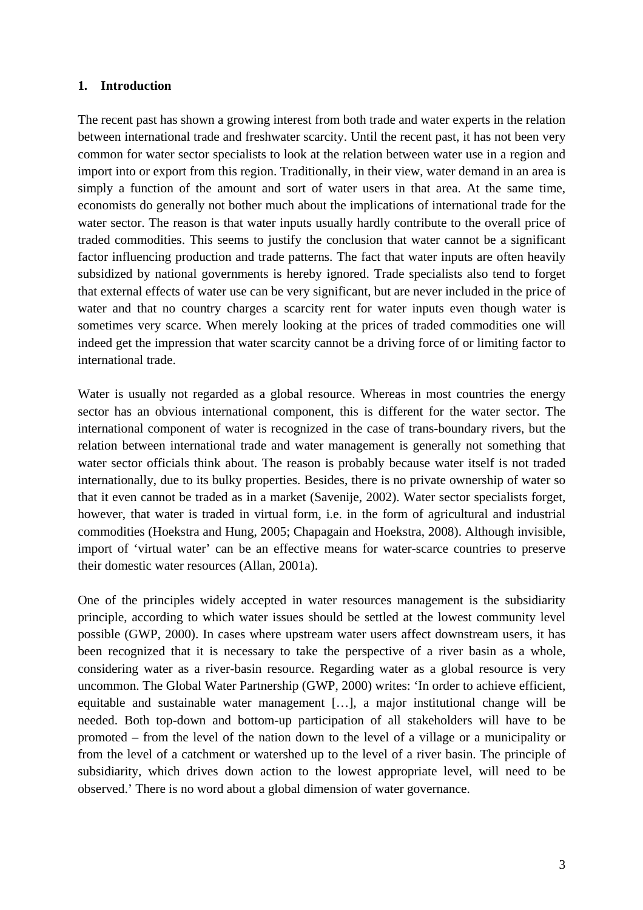## 1. Introduction

The recent past has shown a growing interest from both trade and water experts in the relation between international trade and freshwater scarcity. Until the recent past, it has not been very common for water sector specialists to look at the relation between water use in a region and import into or export from this region. Traditionally, in their view, water demand in an area is simply a function of the amount and sort of water users in that area. At the same time, economists do generally not bother much about the implications of international trade for the water sector. The reason is that water inputs usually hardly contribute to the overall price of traded commodities. This seems to justify the conclusion that water cannot be a significant factor influencing production and trade patterns. The fact that water inputs are often heavily subsidized by national governments is hereby ignored. Trade specialists also tend to forget that external effects of water use can be very significant, but are never included in the price of water and that no country charges a scarcity rent for water inputs even though water is sometimes very scarce. When merely looking at the prices of traded commodities one will indeed get the impression that water scarcity cannot be a driving force of or limiting factor to international trade.

Water is usually not regarded as a global resource. Whereas in most countries the energy sector has an obvious international component, this is different for the water sector. The international component of water is recognized in the case of trans-boundary rivers, but the relation between international trade and water management is generally not something that water sector officials think about. The reason is probably because water itself is not traded internationally, due to its bulky properties. Besides, there is no private ownership of water so that it even cannot be traded as in a market (Savenije, 2002). Water sector specialists forget, however, that water is traded in virtual form, i.e. in the form of agricultural and industrial commodities (Hoekstra and Hung, 2005; Chapagain and Hoekstra, 2008). Although invisible, import of 'virtual water' can be an effective means for water-scarce countries to preserve their domestic water resources (Allan, 2001a).

One of the principles widely accepted in water resources management is the subsidiarity principle, according to which water issues should be settled at the lowest community level possible (GWP, 2000). In cases where upstream water users affect downstream users, it has been recognized that it is necessary to take the perspective of a river basin as a whole, considering water as a river-basin resource. Regarding water as a global resource is very uncommon. The Global Water Partnership (GWP, 2000) writes: 'In order to achieve efficient, equitable and sustainable water management […], a major institutional change will be needed. Both top-down and bottom-up participation of all stakeholders will have to be promoted – from the level of the nation down to the level of a village or a municipality or from the level of a catchment or watershed up to the level of a river basin. The principle of subsidiarity, which drives down action to the lowest appropriate level, will need to be observed.' There is no word about a global dimension of water governance.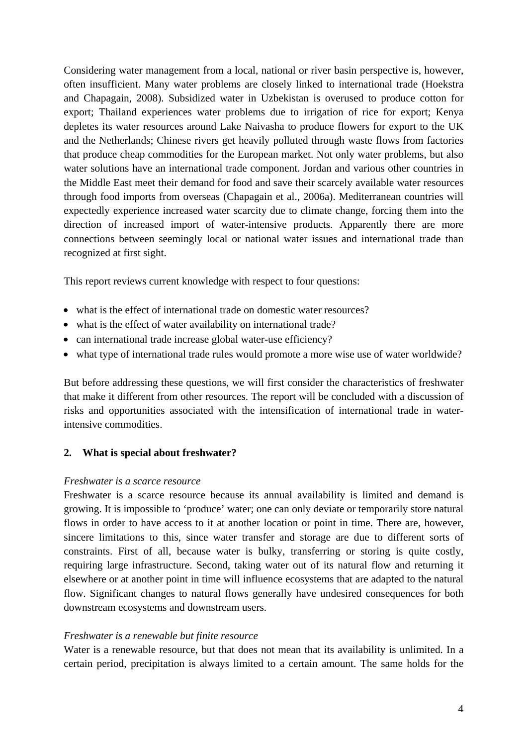Considering water management from a local, national or river basin perspective is, however, often insufficient. Many water problems are closely linked to international trade (Hoekstra and Chapagain, 2008). Subsidized water in Uzbekistan is overused to produce cotton for export; Thailand experiences water problems due to irrigation of rice for export; Kenya depletes its water resources around Lake Naivasha to produce flowers for export to the UK and the Netherlands; Chinese rivers get heavily polluted through waste flows from factories that produce cheap commodities for the European market. Not only water problems, but also water solutions have an international trade component. Jordan and various other countries in the Middle East meet their demand for food and save their scarcely available water resources through food imports from overseas (Chapagain et al., 2006a). Mediterranean countries will expectedly experience increased water scarcity due to climate change, forcing them into the direction of increased import of water-intensive products. Apparently there are more connections between seemingly local or national water issues and international trade than recognized at first sight.

This report reviews current knowledge with respect to four questions:

- what is the effect of international trade on domestic water resources?
- what is the effect of water availability on international trade?
- can international trade increase global water-use efficiency?
- what type of international trade rules would promote a more wise use of water worldwide?

But before addressing these questions, we will first consider the characteristics of freshwater that make it different from other resources. The report will be concluded with a discussion of risks and opportunities associated with the intensification of international trade in water-intensive commodities.

## 2. What is special about freshwater?

*Freshwater is a scarce resource*

Freshwater is a scarce resource because its annual availability is limited and demand is growing. It is impossible to 'produce' water; one can only deviate or temporarily store natural flows in order to have access to it at another location or point in time. There are, however, sincere limitations to this, since water transfer and storage are due to different sorts of constraints. First of all, because water is bulky, transferring or storing is quite costly, requiring large infrastructure. Second, taking water out of its natural flow and returning it elsewhere or at another point in time will influence ecosystems that are adapted to the natural flow. Significant changes to natural flows generally have undesired consequences for both downstream ecosystems and downstream users.

*Freshwater is a renewable but finite resource*

Water is a renewable resource, but that does not mean that its availability is unlimited. In a certain period, precipitation is always limited to a certain amount. The same holds for the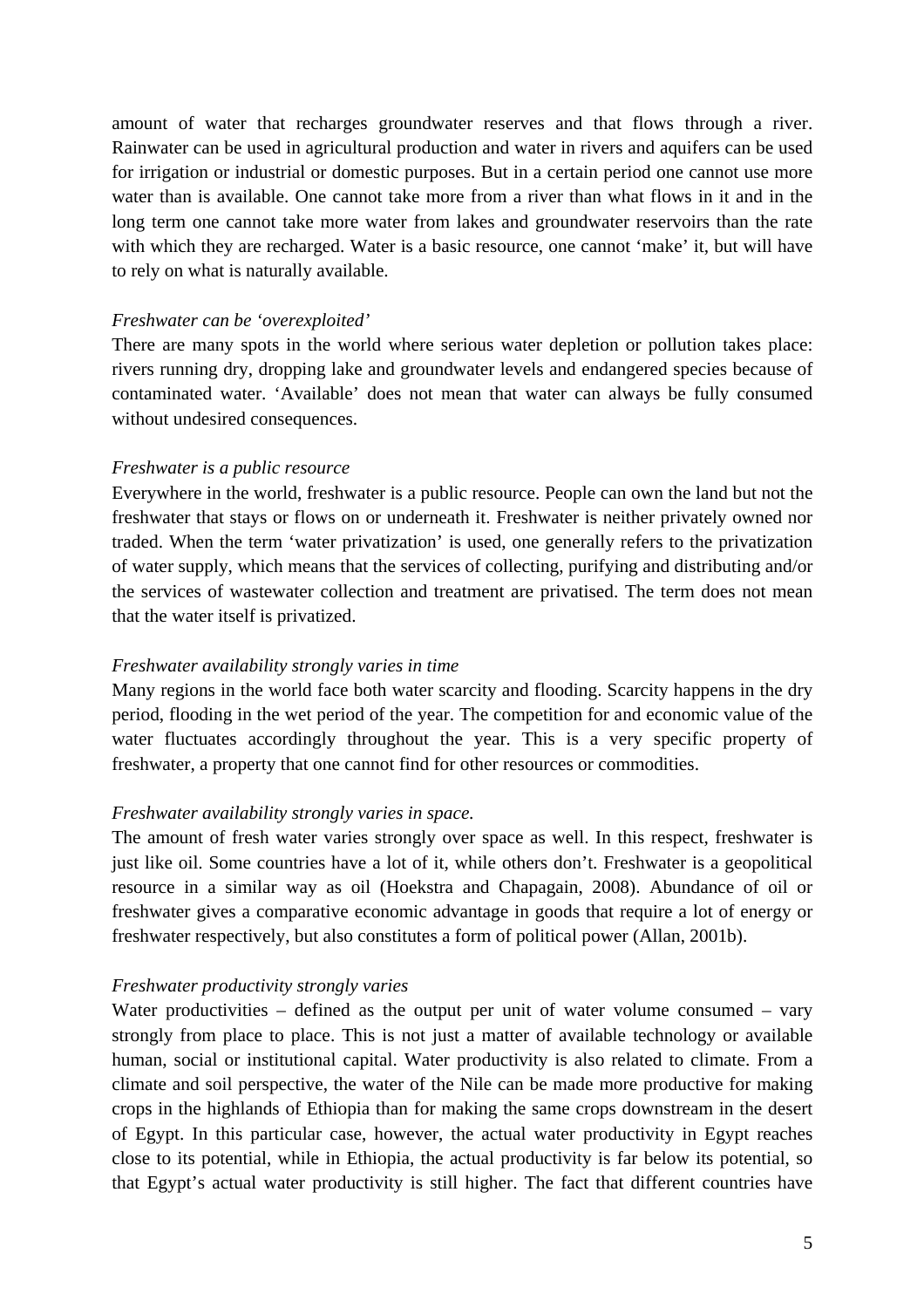amount of water that recharges groundwater reserves and that flows through a river. Rainwater can be used in agricultural production and water in rivers and aquifers can be used for irrigation or industrial or domestic purposes. But in a certain period one cannot use more water than is available. One cannot take more from a river than what flows in it and in the long term one cannot take more water from lakes and groundwater reservoirs than the rate with which they are recharged. Water is a basic resource, one cannot 'make' it, but will have to rely on what is naturally available.

*Freshwater can be 'overexploited'*

There are many spots in the world where serious water depletion or pollution takes place: rivers running dry, dropping lake and groundwater levels and endangered species because of contaminated water. 'Available' does not mean that water can always be fully consumed without undesired consequences.

*Freshwater is a public resource*

Everywhere in the world, freshwater is a public resource. People can own the land but not the freshwater that stays or flows on or underneath it. Freshwater is neither privately owned nor traded. When the term 'water privatization' is used, one generally refers to the privatization of water supply, which means that the services of collecting, purifying and distributing and/or the services of wastewater collection and treatment are privatised. The term does not mean that the water itself is privatized.

*Freshwater availability strongly varies in time*

Many regions in the world face both water scarcity and flooding. Scarcity happens in the dry period, flooding in the wet period of the year. The competition for and economic value of the water fluctuates accordingly throughout the year. This is a very specific property of freshwater, a property that one cannot find for other resources or commodities.

*Freshwater availability strongly varies in space.*

The amount of fresh water varies strongly over space as well. In this respect, freshwater is just like oil. Some countries have a lot of it, while others don't. Freshwater is a geopolitical resource in a similar way as oil (Hoekstra and Chapagain, 2008). Abundance of oil or freshwater gives a comparative economic advantage in goods that require a lot of energy or freshwater respectively, but also constitutes a form of political power (Allan, 2001b).

*Freshwater productivity strongly varies*

Water productivities – defined as the output per unit of water volume consumed – vary strongly from place to place. This is not just a matter of available technology or available human, social or institutional capital. Water productivity is also related to climate. From a climate and soil perspective, the water of the Nile can be made more productive for making crops in the highlands of Ethiopia than for making the same crops downstream in the desert of Egypt. In this particular case, however, the actual water productivity in Egypt reaches close to its potential, while in Ethiopia, the actual productivity is far below its potential, so that Egypt's actual water productivity is still higher. The fact that different countries have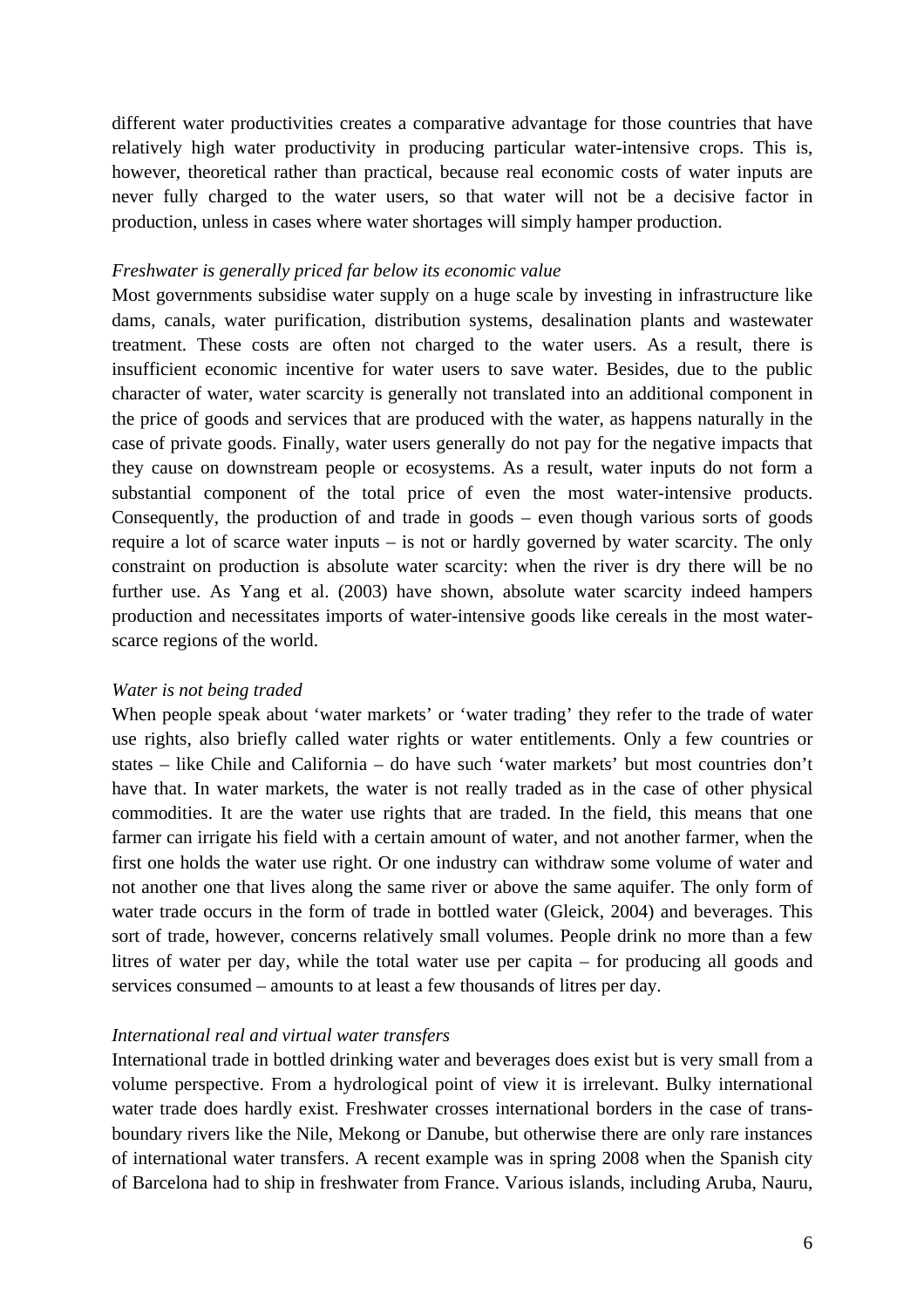different water productivities creates a comparative advantage for those countries that have relatively high water productivity in producing particular water-intensive crops. This is, however, theoretical rather than practical, because real economic costs of water inputs are never fully charged to the water users, so that water will not be a decisive factor in production, unless in cases where water shortages will simply hamper production.

*Freshwater is generally priced far below its economic value*

Most governments subsidise water supply on a huge scale by investing in infrastructure like dams, canals, water purification, distribution systems, desalination plants and wastewater treatment. These costs are often not charged to the water users. As a result, there is insufficient economic incentive for water users to save water. Besides, due to the public character of water, water scarcity is generally not translated into an additional component in the price of goods and services that are produced with the water, as happens naturally in the case of private goods. Finally, water users generally do not pay for the negative impacts that they cause on downstream people or ecosystems. As a result, water inputs do not form a substantial component of the total price of even the most water-intensive products. Consequently, the production of and trade in goods – even though various sorts of goods require a lot of scarce water inputs – is not or hardly governed by water scarcity. The only constraint on production is absolute water scarcity: when the river is dry there will be no further use. As Yang et al. (2003) have shown, absolute water scarcity indeed hampers production and necessitates imports of water-intensive goods like cereals in the most water-scarce regions of the world.

*Water is not being traded*

When people speak about 'water markets' or 'water trading' they refer to the trade of water use rights, also briefly called water rights or water entitlements. Only a few countries or states – like Chile and California – do have such 'water markets' but most countries don't have that. In water markets, the water is not really traded as in the case of other physical commodities. It are the water use rights that are traded. In the field, this means that one farmer can irrigate his field with a certain amount of water, and not another farmer, when the first one holds the water use right. Or one industry can withdraw some volume of water and not another one that lives along the same river or above the same aquifer. The only form of water trade occurs in the form of trade in bottled water (Gleick, 2004) and beverages. This sort of trade, however, concerns relatively small volumes. People drink no more than a few litres of water per day, while the total water use per capita – for producing all goods and services consumed – amounts to at least a few thousands of litres per day.

*International real and virtual water transfers*

International trade in bottled drinking water and beverages does exist but is very small from a volume perspective. From a hydrological point of view it is irrelevant. Bulky international water trade does hardly exist. Freshwater crosses international borders in the case of trans-boundary rivers like the Nile, Mekong or Danube, but otherwise there are only rare instances of international water transfers. A recent example was in spring 2008 when the Spanish city of Barcelona had to ship in freshwater from France. Various islands, including Aruba, Nauru,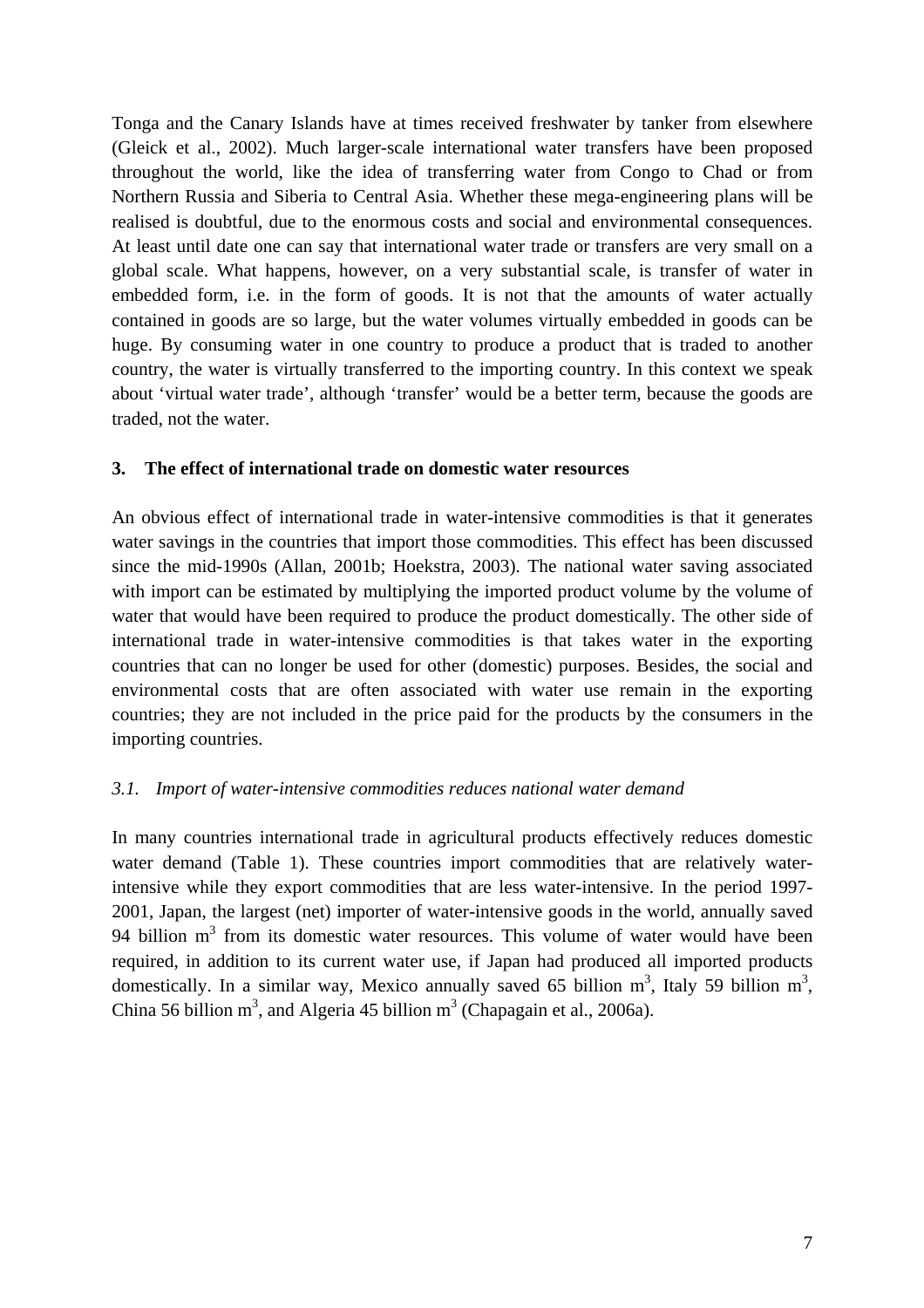Tonga and the Canary Islands have at times received freshwater by tanker from elsewhere (Gleick et al., 2002). Much larger-scale international water transfers have been proposed throughout the world, like the idea of transferring water from Congo to Chad or from Northern Russia and Siberia to Central Asia. Whether these mega-engineering plans will be realised is doubtful, due to the enormous costs and social and environmental consequences. At least until date one can say that international water trade or transfers are very small on a global scale. What happens, however, on a very substantial scale, is transfer of water in embedded form, i.e. in the form of goods. It is not that the amounts of water actually contained in goods are so large, but the water volumes virtually embedded in goods can be huge. By consuming water in one country to produce a product that is traded to another country, the water is virtually transferred to the importing country. In this context we speak about 'virtual water trade', although 'transfer' would be a better term, because the goods are traded, not the water.

## 3. The effect of international trade on domestic water resources

An obvious effect of international trade in water-intensive commodities is that it generates water savings in the countries that import those commodities. This effect has been discussed since the mid-1990s (Allan, 2001b; Hoekstra, 2003). The national water saving associated with import can be estimated by multiplying the imported product volume by the volume of water that would have been required to produce the product domestically. The other side of international trade in water-intensive commodities is that takes water in the exporting countries that can no longer be used for other (domestic) purposes. Besides, the social and environmental costs that are often associated with water use remain in the exporting countries; they are not included in the price paid for the products by the consumers in the importing countries.

### *3.1. Import of water-intensive commodities reduces national water demand*

In many countries international trade in agricultural products effectively reduces domestic water demand (Table 1). These countries import commodities that are relatively water-intensive while they export commodities that are less water-intensive. In the period 1997-2001, Japan, the largest (net) importer of water-intensive goods in the world, annually saved 94 billion $m^3$ from its domestic water resources. This volume of water would have been required, in addition to its current water use, if Japan had produced all imported products domestically. In a similar way, Mexico annually saved 65 billion $m^3$, Italy 59 billion $m^3$, China 56 billion $m^3$, and Algeria 45 billion $m^3$ (Chapagain et al., 2006a).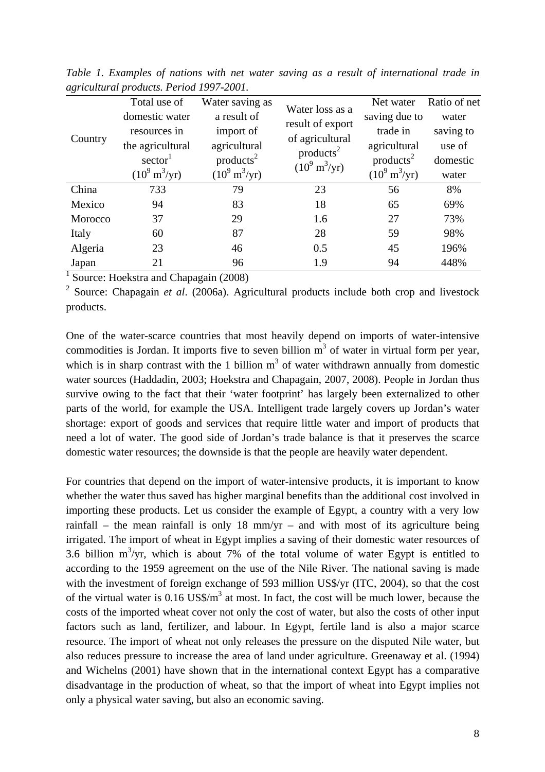*Table 1. Examples of nations with net water saving as a result of international trade in agricultural products. Period 1997-2001.*

| Country | Total use of domestic water resources in the agricultural sector[1] ($10^9$ $m^3$/yr) | Water saving as a result of import of agricultural products[2] ($10^9$ $m^3$/yr) | Water loss as a result of export of agricultural products[2] ($10^9$ $m^3$/yr) | Net water saving due to trade in agricultural products[2] ($10^9$ $m^3$/yr) | Ratio of net water saving to use of domestic water |
|---|---|---|---|---|---|
| China | 733 | 79 | 23 | 56 | 8% |
| Mexico | 94 | 83 | 18 | 65 | 69% |
| Morocco | 37 | 29 | 1.6 | 27 | 73% |
| Italy | 60 | 87 | 28 | 59 | 98% |
| Algeria | 23 | 46 | 0.5 | 45 | 196% |
| Japan | 21 | 96 | 1.9 | 94 | 448% |

[1] Source: Hoekstra and Chapagain (2008)

[2] Source: Chapagain *et al*. (2006a). Agricultural products include both crop and livestock products.

One of the water-scarce countries that most heavily depend on imports of water-intensive commodities is Jordan. It imports five to seven billion $m^3$ of water in virtual form per year, which is in sharp contrast with the 1 billion $m^3$ of water withdrawn annually from domestic water sources (Haddadin, 2003; Hoekstra and Chapagain, 2007, 2008). People in Jordan thus survive owing to the fact that their 'water footprint' has largely been externalized to other parts of the world, for example the USA. Intelligent trade largely covers up Jordan's water shortage: export of goods and services that require little water and import of products that need a lot of water. The good side of Jordan's trade balance is that it preserves the scarce domestic water resources; the downside is that the people are heavily water dependent.

For countries that depend on the import of water-intensive products, it is important to know whether the water thus saved has higher marginal benefits than the additional cost involved in importing these products. Let us consider the example of Egypt, a country with a very low rainfall – the mean rainfall is only 18 mm/yr – and with most of its agriculture being irrigated. The import of wheat in Egypt implies a saving of their domestic water resources of 3.6 billion $m^3$/yr, which is about 7% of the total volume of water Egypt is entitled to according to the 1959 agreement on the use of the Nile River. The national saving is made with the investment of foreign exchange of 593 million US$/yr (ITC, 2004), so that the cost of the virtual water is 0.16 US$/$m^3$ at most. In fact, the cost will be much lower, because the costs of the imported wheat cover not only the cost of water, but also the costs of other input factors such as land, fertilizer, and labour. In Egypt, fertile land is also a major scarce resource. The import of wheat not only releases the pressure on the disputed Nile water, but also reduces pressure to increase the area of land under agriculture. Greenaway et al. (1994) and Wichelns (2001) have shown that in the international context Egypt has a comparative disadvantage in the production of wheat, so that the import of wheat into Egypt implies not only a physical water saving, but also an economic saving.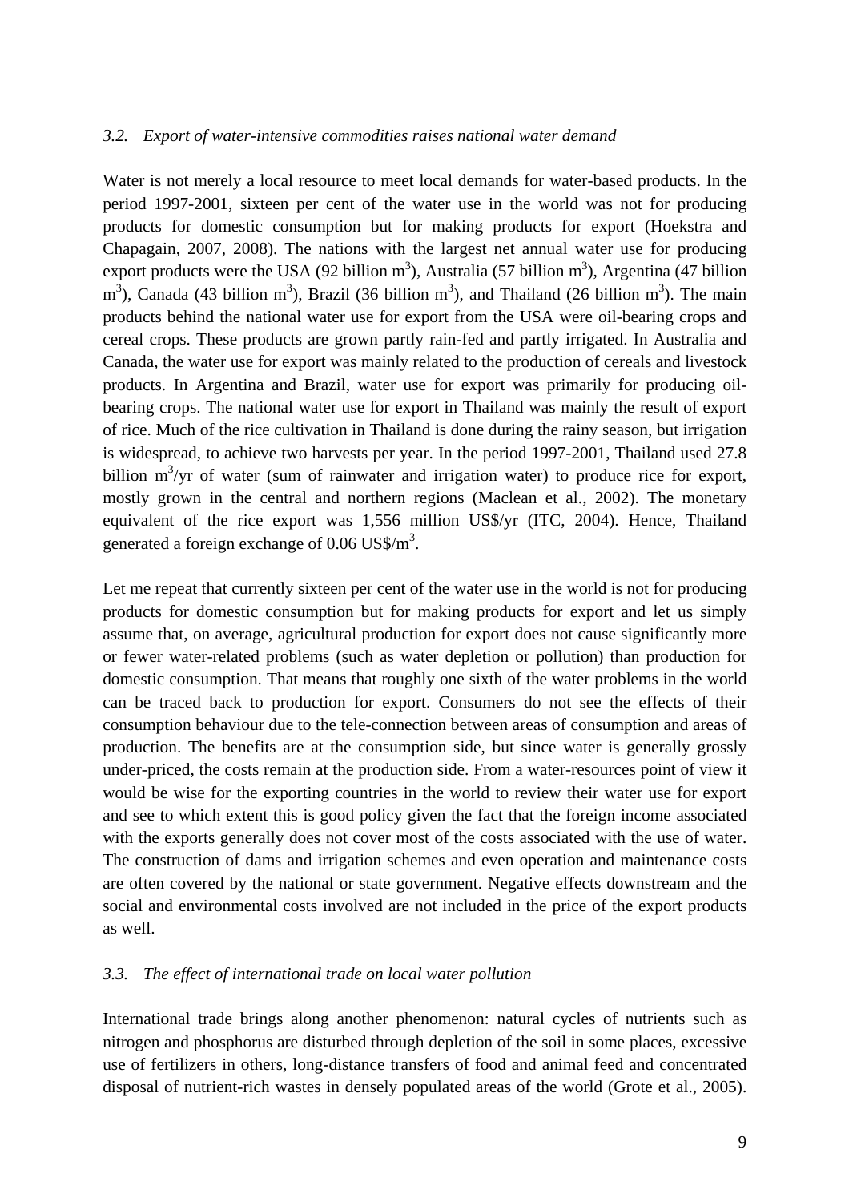### *3.2. Export of water-intensive commodities raises national water demand*

Water is not merely a local resource to meet local demands for water-based products. In the period 1997-2001, sixteen per cent of the water use in the world was not for producing products for domestic consumption but for making products for export (Hoekstra and Chapagain, 2007, 2008). The nations with the largest net annual water use for producing export products were the USA (92 billion $m^3$), Australia (57 billion $m^3$), Argentina (47 billion $m^3$), Canada (43 billion $m^3$), Brazil (36 billion $m^3$), and Thailand (26 billion $m^3$). The main products behind the national water use for export from the USA were oil-bearing crops and cereal crops. These products are grown partly rain-fed and partly irrigated. In Australia and Canada, the water use for export was mainly related to the production of cereals and livestock products. In Argentina and Brazil, water use for export was primarily for producing oil-bearing crops. The national water use for export in Thailand was mainly the result of export of rice. Much of the rice cultivation in Thailand is done during the rainy season, but irrigation is widespread, to achieve two harvests per year. In the period 1997-2001, Thailand used 27.8 billion $m^3$/yr of water (sum of rainwater and irrigation water) to produce rice for export, mostly grown in the central and northern regions (Maclean et al., 2002). The monetary equivalent of the rice export was 1,556 million US$/yr (ITC, 2004). Hence, Thailand generated a foreign exchange of 0.06 US$/$m^3$.

Let me repeat that currently sixteen per cent of the water use in the world is not for producing products for domestic consumption but for making products for export and let us simply assume that, on average, agricultural production for export does not cause significantly more or fewer water-related problems (such as water depletion or pollution) than production for domestic consumption. That means that roughly one sixth of the water problems in the world can be traced back to production for export. Consumers do not see the effects of their consumption behaviour due to the tele-connection between areas of consumption and areas of production. The benefits are at the consumption side, but since water is generally grossly under-priced, the costs remain at the production side. From a water-resources point of view it would be wise for the exporting countries in the world to review their water use for export and see to which extent this is good policy given the fact that the foreign income associated with the exports generally does not cover most of the costs associated with the use of water. The construction of dams and irrigation schemes and even operation and maintenance costs are often covered by the national or state government. Negative effects downstream and the social and environmental costs involved are not included in the price of the export products as well.

### *3.3. The effect of international trade on local water pollution*

International trade brings along another phenomenon: natural cycles of nutrients such as nitrogen and phosphorus are disturbed through depletion of the soil in some places, excessive use of fertilizers in others, long-distance transfers of food and animal feed and concentrated disposal of nutrient-rich wastes in densely populated areas of the world (Grote et al., 2005).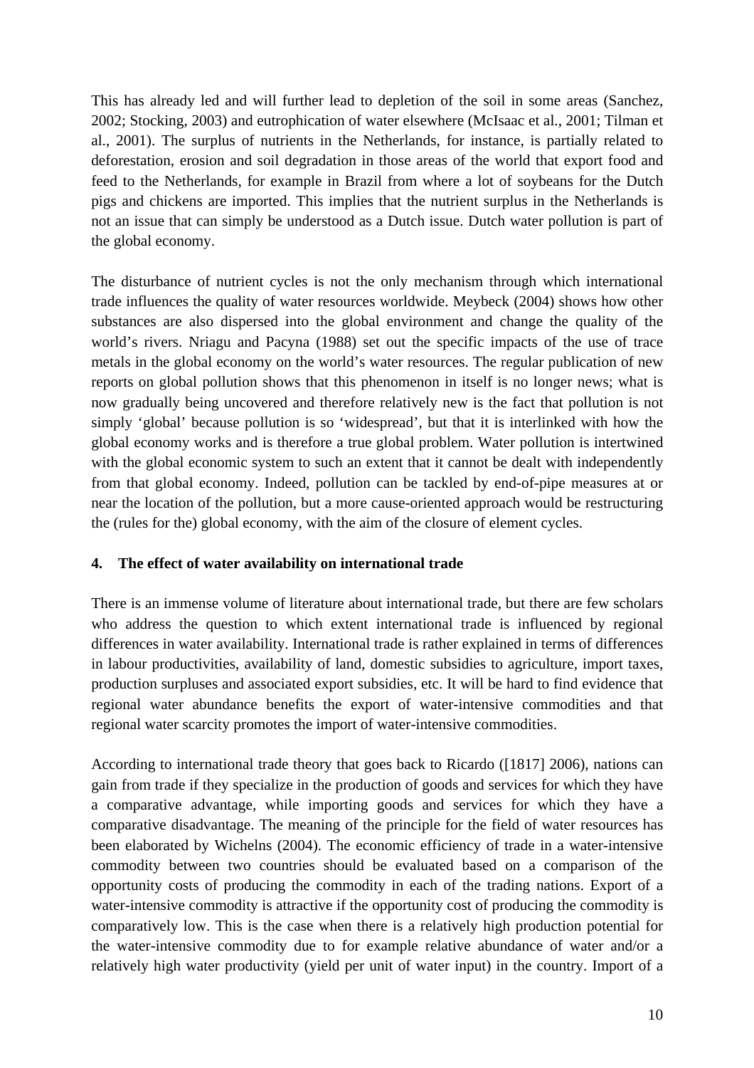This has already led and will further lead to depletion of the soil in some areas (Sanchez, 2002; Stocking, 2003) and eutrophication of water elsewhere (McIsaac et al., 2001; Tilman et al., 2001). The surplus of nutrients in the Netherlands, for instance, is partially related to deforestation, erosion and soil degradation in those areas of the world that export food and feed to the Netherlands, for example in Brazil from where a lot of soybeans for the Dutch pigs and chickens are imported. This implies that the nutrient surplus in the Netherlands is not an issue that can simply be understood as a Dutch issue. Dutch water pollution is part of the global economy.

The disturbance of nutrient cycles is not the only mechanism through which international trade influences the quality of water resources worldwide. Meybeck (2004) shows how other substances are also dispersed into the global environment and change the quality of the world's rivers. Nriagu and Pacyna (1988) set out the specific impacts of the use of trace metals in the global economy on the world's water resources. The regular publication of new reports on global pollution shows that this phenomenon in itself is no longer news; what is now gradually being uncovered and therefore relatively new is the fact that pollution is not simply 'global' because pollution is so 'widespread', but that it is interlinked with how the global economy works and is therefore a true global problem. Water pollution is intertwined with the global economic system to such an extent that it cannot be dealt with independently from that global economy. Indeed, pollution can be tackled by end-of-pipe measures at or near the location of the pollution, but a more cause-oriented approach would be restructuring the (rules for the) global economy, with the aim of the closure of element cycles.

## 4. The effect of water availability on international trade

There is an immense volume of literature about international trade, but there are few scholars who address the question to which extent international trade is influenced by regional differences in water availability. International trade is rather explained in terms of differences in labour productivities, availability of land, domestic subsidies to agriculture, import taxes, production surpluses and associated export subsidies, etc. It will be hard to find evidence that regional water abundance benefits the export of water-intensive commodities and that regional water scarcity promotes the import of water-intensive commodities.

According to international trade theory that goes back to Ricardo ([1817] 2006), nations can gain from trade if they specialize in the production of goods and services for which they have a comparative advantage, while importing goods and services for which they have a comparative disadvantage. The meaning of the principle for the field of water resources has been elaborated by Wichelns (2004). The economic efficiency of trade in a water-intensive commodity between two countries should be evaluated based on a comparison of the opportunity costs of producing the commodity in each of the trading nations. Export of a water-intensive commodity is attractive if the opportunity cost of producing the commodity is comparatively low. This is the case when there is a relatively high production potential for the water-intensive commodity due to for example relative abundance of water and/or a relatively high water productivity (yield per unit of water input) in the country. Import of a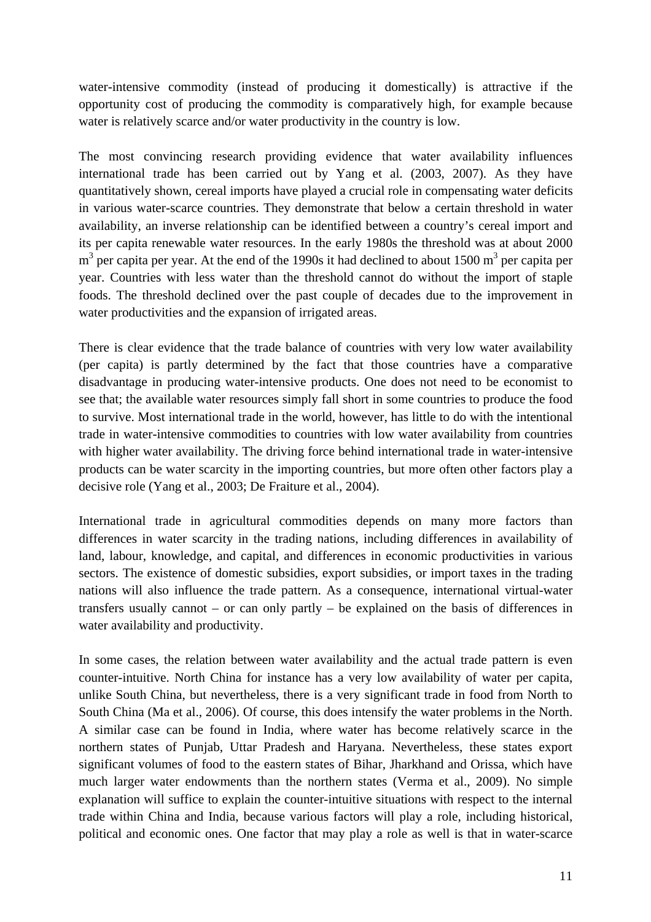water-intensive commodity (instead of producing it domestically) is attractive if the opportunity cost of producing the commodity is comparatively high, for example because water is relatively scarce and/or water productivity in the country is low.

The most convincing research providing evidence that water availability influences international trade has been carried out by Yang et al. (2003, 2007). As they have quantitatively shown, cereal imports have played a crucial role in compensating water deficits in various water-scarce countries. They demonstrate that below a certain threshold in water availability, an inverse relationship can be identified between a country's cereal import and its per capita renewable water resources. In the early 1980s the threshold was at about 2000 $m^3$ per capita per year. At the end of the 1990s it had declined to about 1500 $m^3$ per capita per year. Countries with less water than the threshold cannot do without the import of staple foods. The threshold declined over the past couple of decades due to the improvement in water productivities and the expansion of irrigated areas.

There is clear evidence that the trade balance of countries with very low water availability (per capita) is partly determined by the fact that those countries have a comparative disadvantage in producing water-intensive products. One does not need to be economist to see that; the available water resources simply fall short in some countries to produce the food to survive. Most international trade in the world, however, has little to do with the intentional trade in water-intensive commodities to countries with low water availability from countries with higher water availability. The driving force behind international trade in water-intensive products can be water scarcity in the importing countries, but more often other factors play a decisive role (Yang et al., 2003; De Fraiture et al., 2004).

International trade in agricultural commodities depends on many more factors than differences in water scarcity in the trading nations, including differences in availability of land, labour, knowledge, and capital, and differences in economic productivities in various sectors. The existence of domestic subsidies, export subsidies, or import taxes in the trading nations will also influence the trade pattern. As a consequence, international virtual-water transfers usually cannot – or can only partly – be explained on the basis of differences in water availability and productivity.

In some cases, the relation between water availability and the actual trade pattern is even counter-intuitive. North China for instance has a very low availability of water per capita, unlike South China, but nevertheless, there is a very significant trade in food from North to South China (Ma et al., 2006). Of course, this does intensify the water problems in the North. A similar case can be found in India, where water has become relatively scarce in the northern states of Punjab, Uttar Pradesh and Haryana. Nevertheless, these states export significant volumes of food to the eastern states of Bihar, Jharkhand and Orissa, which have much larger water endowments than the northern states (Verma et al., 2009). No simple explanation will suffice to explain the counter-intuitive situations with respect to the internal trade within China and India, because various factors will play a role, including historical, political and economic ones. One factor that may play a role as well is that in water-scarce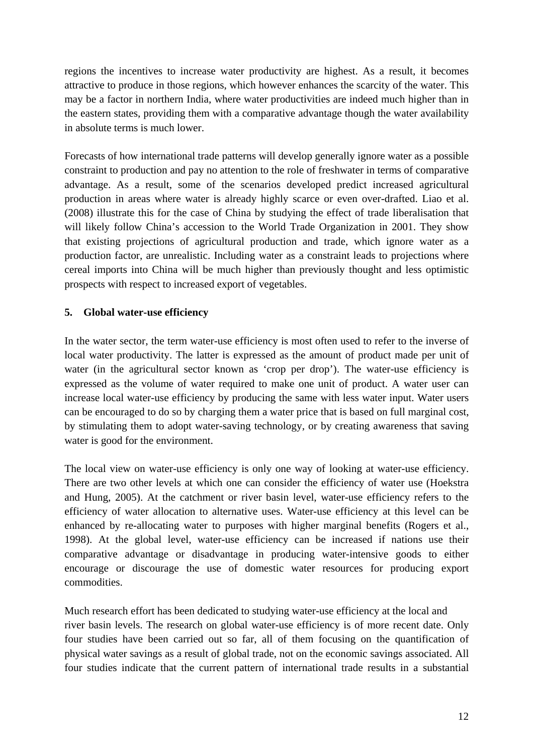regions the incentives to increase water productivity are highest. As a result, it becomes attractive to produce in those regions, which however enhances the scarcity of the water. This may be a factor in northern India, where water productivities are indeed much higher than in the eastern states, providing them with a comparative advantage though the water availability in absolute terms is much lower.

Forecasts of how international trade patterns will develop generally ignore water as a possible constraint to production and pay no attention to the role of freshwater in terms of comparative advantage. As a result, some of the scenarios developed predict increased agricultural production in areas where water is already highly scarce or even over-drafted. Liao et al. (2008) illustrate this for the case of China by studying the effect of trade liberalisation that will likely follow China's accession to the World Trade Organization in 2001. They show that existing projections of agricultural production and trade, which ignore water as a production factor, are unrealistic. Including water as a constraint leads to projections where cereal imports into China will be much higher than previously thought and less optimistic prospects with respect to increased export of vegetables.

## 5. Global water-use efficiency

In the water sector, the term water-use efficiency is most often used to refer to the inverse of local water productivity. The latter is expressed as the amount of product made per unit of water (in the agricultural sector known as 'crop per drop'). The water-use efficiency is expressed as the volume of water required to make one unit of product. A water user can increase local water-use efficiency by producing the same with less water input. Water users can be encouraged to do so by charging them a water price that is based on full marginal cost, by stimulating them to adopt water-saving technology, or by creating awareness that saving water is good for the environment.

The local view on water-use efficiency is only one way of looking at water-use efficiency. There are two other levels at which one can consider the efficiency of water use (Hoekstra and Hung, 2005). At the catchment or river basin level, water-use efficiency refers to the efficiency of water allocation to alternative uses. Water-use efficiency at this level can be enhanced by re-allocating water to purposes with higher marginal benefits (Rogers et al., 1998). At the global level, water-use efficiency can be increased if nations use their comparative advantage or disadvantage in producing water-intensive goods to either encourage or discourage the use of domestic water resources for producing export commodities.

Much research effort has been dedicated to studying water-use efficiency at the local and river basin levels. The research on global water-use efficiency is of more recent date. Only four studies have been carried out so far, all of them focusing on the quantification of physical water savings as a result of global trade, not on the economic savings associated. All four studies indicate that the current pattern of international trade results in a substantial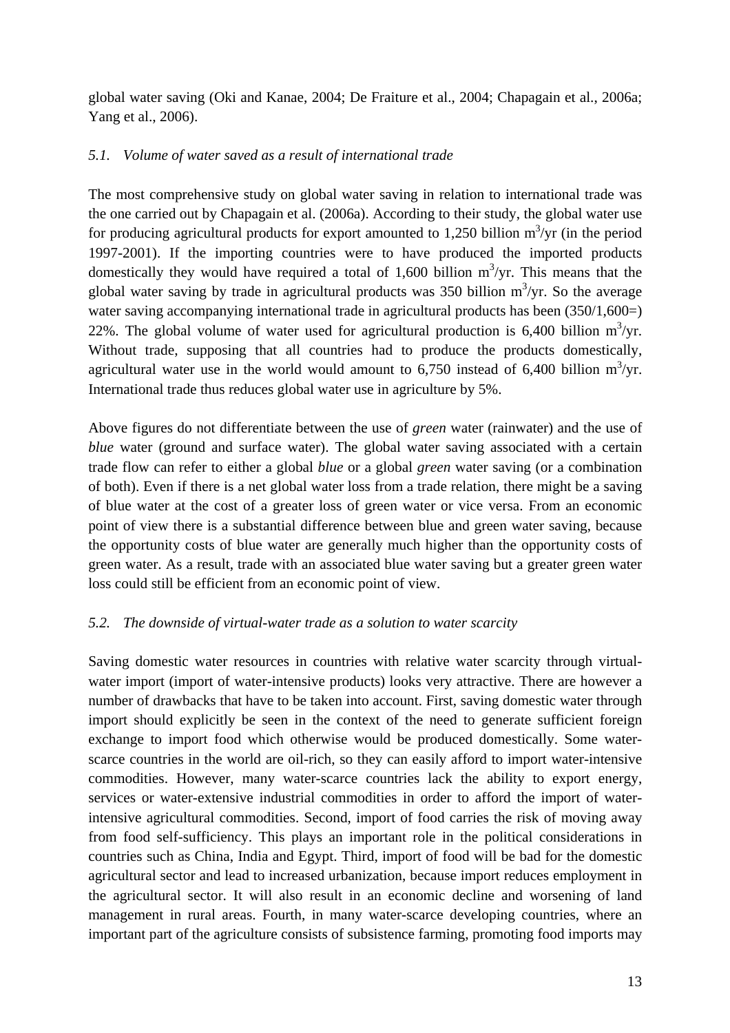global water saving (Oki and Kanae, 2004; De Fraiture et al., 2004; Chapagain et al., 2006a; Yang et al., 2006).

### *5.1. Volume of water saved as a result of international trade*

The most comprehensive study on global water saving in relation to international trade was the one carried out by Chapagain et al. (2006a). According to their study, the global water use for producing agricultural products for export amounted to 1,250 billion $m^3$/yr (in the period 1997-2001). If the importing countries were to have produced the imported products domestically they would have required a total of 1,600 billion $m^3$/yr. This means that the global water saving by trade in agricultural products was 350 billion $m^3$/yr. So the average water saving accompanying international trade in agricultural products has been (350/1,600=) 22%. The global volume of water used for agricultural production is 6,400 billion $m^3$/yr. Without trade, supposing that all countries had to produce the products domestically, agricultural water use in the world would amount to 6,750 instead of 6,400 billion $m^3$/yr. International trade thus reduces global water use in agriculture by 5%.

Above figures do not differentiate between the use of *green* water (rainwater) and the use of *blue* water (ground and surface water). The global water saving associated with a certain trade flow can refer to either a global *blue* or a global *green* water saving (or a combination of both). Even if there is a net global water loss from a trade relation, there might be a saving of blue water at the cost of a greater loss of green water or vice versa. From an economic point of view there is a substantial difference between blue and green water saving, because the opportunity costs of blue water are generally much higher than the opportunity costs of green water. As a result, trade with an associated blue water saving but a greater green water loss could still be efficient from an economic point of view.

### *5.2. The downside of virtual-water trade as a solution to water scarcity*

Saving domestic water resources in countries with relative water scarcity through virtual-water import (import of water-intensive products) looks very attractive. There are however a number of drawbacks that have to be taken into account. First, saving domestic water through import should explicitly be seen in the context of the need to generate sufficient foreign exchange to import food which otherwise would be produced domestically. Some water-scarce countries in the world are oil-rich, so they can easily afford to import water-intensive commodities. However, many water-scarce countries lack the ability to export energy, services or water-extensive industrial commodities in order to afford the import of water-intensive agricultural commodities. Second, import of food carries the risk of moving away from food self-sufficiency. This plays an important role in the political considerations in countries such as China, India and Egypt. Third, import of food will be bad for the domestic agricultural sector and lead to increased urbanization, because import reduces employment in the agricultural sector. It will also result in an economic decline and worsening of land management in rural areas. Fourth, in many water-scarce developing countries, where an important part of the agriculture consists of subsistence farming, promoting food imports may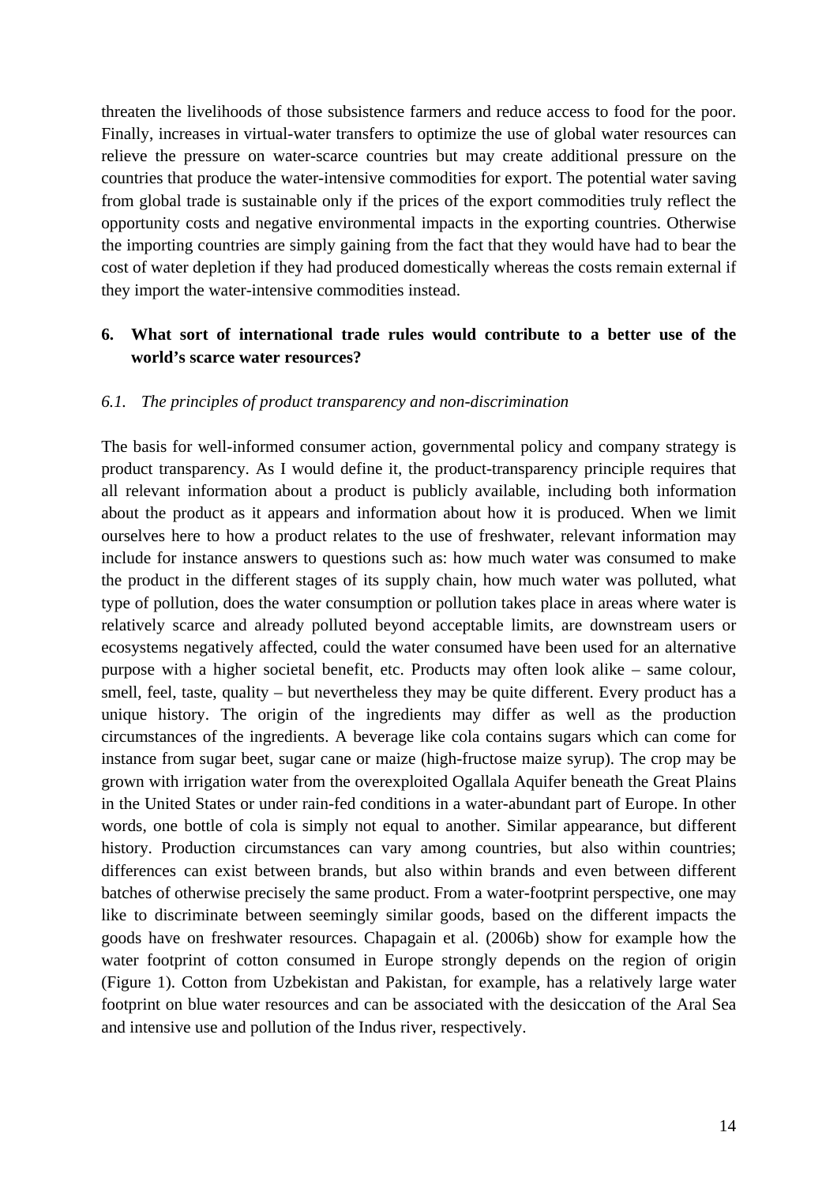threaten the livelihoods of those subsistence farmers and reduce access to food for the poor. Finally, increases in virtual-water transfers to optimize the use of global water resources can relieve the pressure on water-scarce countries but may create additional pressure on the countries that produce the water-intensive commodities for export. The potential water saving from global trade is sustainable only if the prices of the export commodities truly reflect the opportunity costs and negative environmental impacts in the exporting countries. Otherwise the importing countries are simply gaining from the fact that they would have had to bear the cost of water depletion if they had produced domestically whereas the costs remain external if they import the water-intensive commodities instead.

## 6. What sort of international trade rules would contribute to a better use of the world's scarce water resources?

### *6.1. The principles of product transparency and non-discrimination*

The basis for well-informed consumer action, governmental policy and company strategy is product transparency. As I would define it, the product-transparency principle requires that all relevant information about a product is publicly available, including both information about the product as it appears and information about how it is produced. When we limit ourselves here to how a product relates to the use of freshwater, relevant information may include for instance answers to questions such as: how much water was consumed to make the product in the different stages of its supply chain, how much water was polluted, what type of pollution, does the water consumption or pollution takes place in areas where water is relatively scarce and already polluted beyond acceptable limits, are downstream users or ecosystems negatively affected, could the water consumed have been used for an alternative purpose with a higher societal benefit, etc. Products may often look alike – same colour, smell, feel, taste, quality – but nevertheless they may be quite different. Every product has a unique history. The origin of the ingredients may differ as well as the production circumstances of the ingredients. A beverage like cola contains sugars which can come for instance from sugar beet, sugar cane or maize (high-fructose maize syrup). The crop may be grown with irrigation water from the overexploited Ogallala Aquifer beneath the Great Plains in the United States or under rain-fed conditions in a water-abundant part of Europe. In other words, one bottle of cola is simply not equal to another. Similar appearance, but different history. Production circumstances can vary among countries, but also within countries; differences can exist between brands, but also within brands and even between different batches of otherwise precisely the same product. From a water-footprint perspective, one may like to discriminate between seemingly similar goods, based on the different impacts the goods have on freshwater resources. Chapagain et al. (2006b) show for example how the water footprint of cotton consumed in Europe strongly depends on the region of origin (Figure 1). Cotton from Uzbekistan and Pakistan, for example, has a relatively large water footprint on blue water resources and can be associated with the desiccation of the Aral Sea and intensive use and pollution of the Indus river, respectively.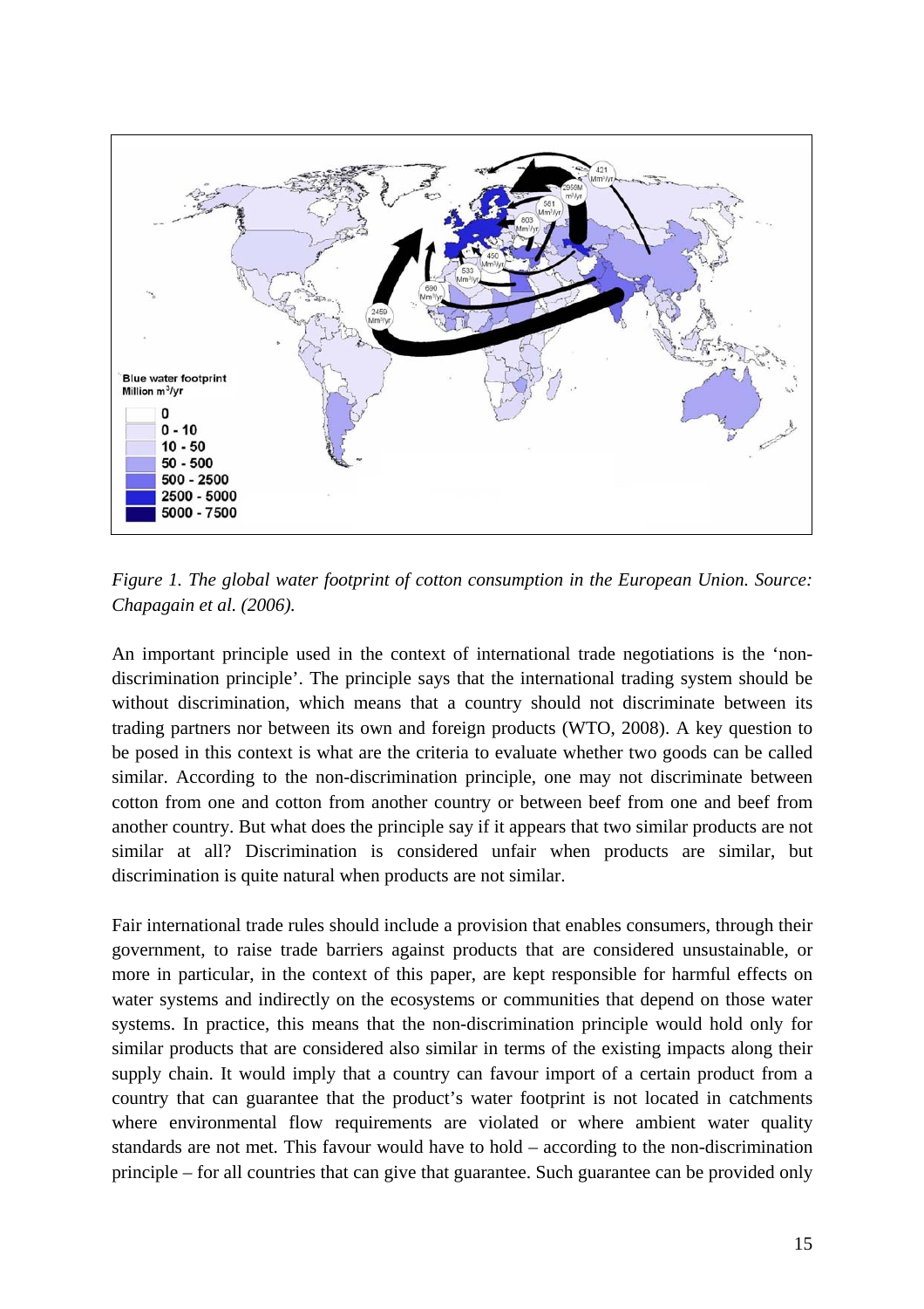*Figure 1. The global water footprint of cotton consumption in the European Union. Source: Chapagain et al. (2006).*

An important principle used in the context of international trade negotiations is the 'non-discrimination principle'. The principle says that the international trading system should be without discrimination, which means that a country should not discriminate between its trading partners nor between its own and foreign products (WTO, 2008). A key question to be posed in this context is what are the criteria to evaluate whether two goods can be called similar. According to the non-discrimination principle, one may not discriminate between cotton from one and cotton from another country or between beef from one and beef from another country. But what does the principle say if it appears that two similar products are not similar at all? Discrimination is considered unfair when products are similar, but discrimination is quite natural when products are not similar.

Fair international trade rules should include a provision that enables consumers, through their government, to raise trade barriers against products that are considered unsustainable, or more in particular, in the context of this paper, are kept responsible for harmful effects on water systems and indirectly on the ecosystems or communities that depend on those water systems. In practice, this means that the non-discrimination principle would hold only for similar products that are considered also similar in terms of the existing impacts along their supply chain. It would imply that a country can favour import of a certain product from a country that can guarantee that the product's water footprint is not located in catchments where environmental flow requirements are violated or where ambient water quality standards are not met. This favour would have to hold – according to the non-discrimination principle – for all countries that can give that guarantee. Such guarantee can be provided only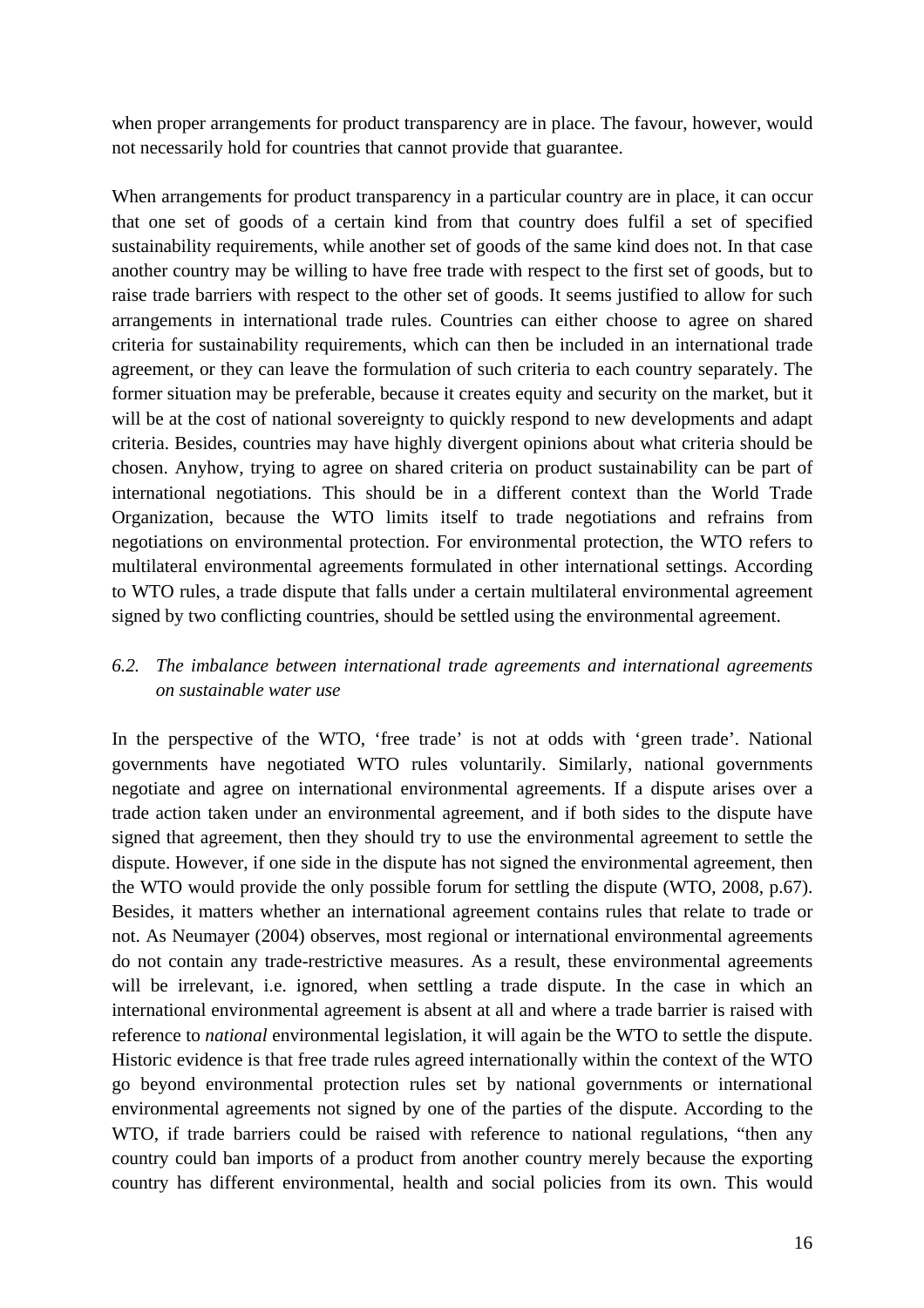when proper arrangements for product transparency are in place. The favour, however, would not necessarily hold for countries that cannot provide that guarantee.

When arrangements for product transparency in a particular country are in place, it can occur that one set of goods of a certain kind from that country does fulfil a set of specified sustainability requirements, while another set of goods of the same kind does not. In that case another country may be willing to have free trade with respect to the first set of goods, but to raise trade barriers with respect to the other set of goods. It seems justified to allow for such arrangements in international trade rules. Countries can either choose to agree on shared criteria for sustainability requirements, which can then be included in an international trade agreement, or they can leave the formulation of such criteria to each country separately. The former situation may be preferable, because it creates equity and security on the market, but it will be at the cost of national sovereignty to quickly respond to new developments and adapt criteria. Besides, countries may have highly divergent opinions about what criteria should be chosen. Anyhow, trying to agree on shared criteria on product sustainability can be part of international negotiations. This should be in a different context than the World Trade Organization, because the WTO limits itself to trade negotiations and refrains from negotiations on environmental protection. For environmental protection, the WTO refers to multilateral environmental agreements formulated in other international settings. According to WTO rules, a trade dispute that falls under a certain multilateral environmental agreement signed by two conflicting countries, should be settled using the environmental agreement.

### *6.2. The imbalance between international trade agreements and international agreements on sustainable water use*

In the perspective of the WTO, 'free trade' is not at odds with 'green trade'. National governments have negotiated WTO rules voluntarily. Similarly, national governments negotiate and agree on international environmental agreements. If a dispute arises over a trade action taken under an environmental agreement, and if both sides to the dispute have signed that agreement, then they should try to use the environmental agreement to settle the dispute. However, if one side in the dispute has not signed the environmental agreement, then the WTO would provide the only possible forum for settling the dispute (WTO, 2008, p.67). Besides, it matters whether an international agreement contains rules that relate to trade or not. As Neumayer (2004) observes, most regional or international environmental agreements do not contain any trade-restrictive measures. As a result, these environmental agreements will be irrelevant, i.e. ignored, when settling a trade dispute. In the case in which an international environmental agreement is absent at all and where a trade barrier is raised with reference to *national* environmental legislation, it will again be the WTO to settle the dispute. Historic evidence is that free trade rules agreed internationally within the context of the WTO go beyond environmental protection rules set by national governments or international environmental agreements not signed by one of the parties of the dispute. According to the WTO, if trade barriers could be raised with reference to national regulations, "then any country could ban imports of a product from another country merely because the exporting country has different environmental, health and social policies from its own. This would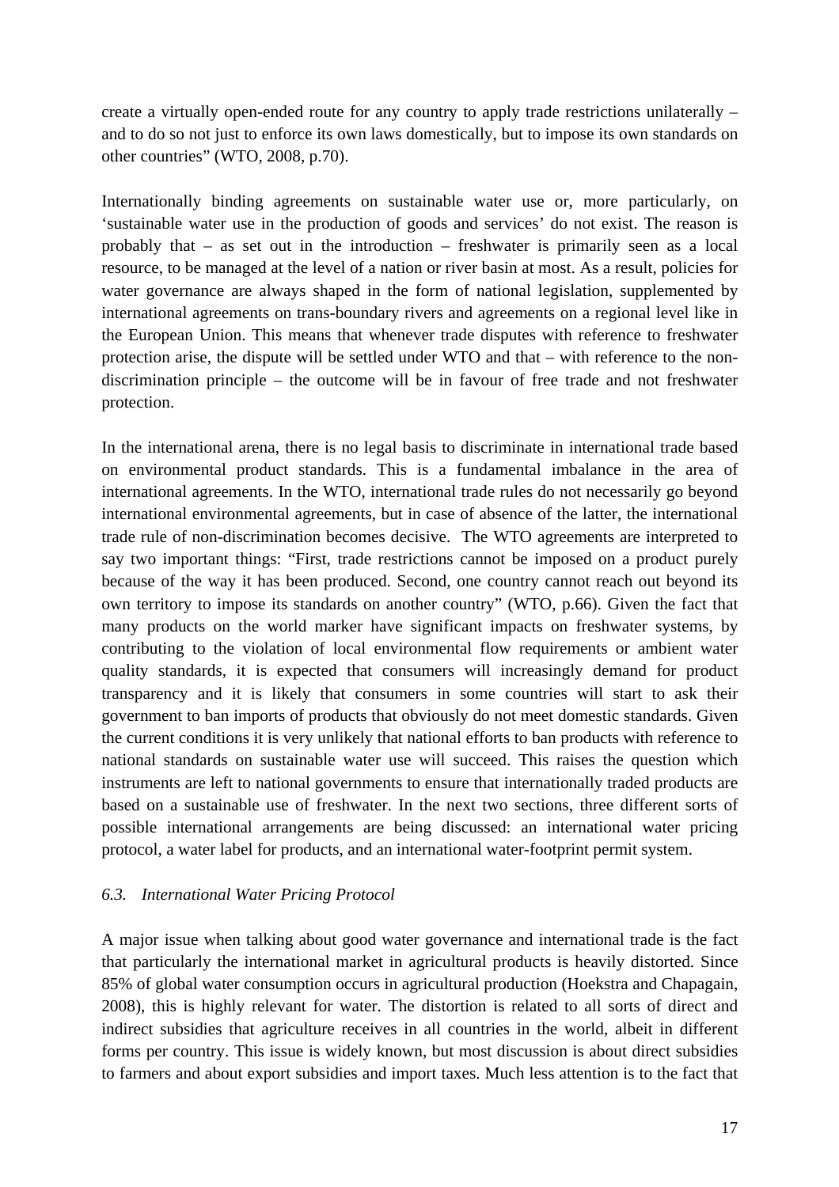create a virtually open-ended route for any country to apply trade restrictions unilaterally – and to do so not just to enforce its own laws domestically, but to impose its own standards on other countries" (WTO, 2008, p.70).

Internationally binding agreements on sustainable water use or, more particularly, on 'sustainable water use in the production of goods and services' do not exist. The reason is probably that – as set out in the introduction – freshwater is primarily seen as a local resource, to be managed at the level of a nation or river basin at most. As a result, policies for water governance are always shaped in the form of national legislation, supplemented by international agreements on trans-boundary rivers and agreements on a regional level like in the European Union. This means that whenever trade disputes with reference to freshwater protection arise, the dispute will be settled under WTO and that – with reference to the non-discrimination principle – the outcome will be in favour of free trade and not freshwater protection.

In the international arena, there is no legal basis to discriminate in international trade based on environmental product standards. This is a fundamental imbalance in the area of international agreements. In the WTO, international trade rules do not necessarily go beyond international environmental agreements, but in case of absence of the latter, the international trade rule of non-discrimination becomes decisive. The WTO agreements are interpreted to say two important things: "First, trade restrictions cannot be imposed on a product purely because of the way it has been produced. Second, one country cannot reach out beyond its own territory to impose its standards on another country" (WTO, p.66). Given the fact that many products on the world marker have significant impacts on freshwater systems, by contributing to the violation of local environmental flow requirements or ambient water quality standards, it is expected that consumers will increasingly demand for product transparency and it is likely that consumers in some countries will start to ask their government to ban imports of products that obviously do not meet domestic standards. Given the current conditions it is very unlikely that national efforts to ban products with reference to national standards on sustainable water use will succeed. This raises the question which instruments are left to national governments to ensure that internationally traded products are based on a sustainable use of freshwater. In the next two sections, three different sorts of possible international arrangements are being discussed: an international water pricing protocol, a water label for products, and an international water-footprint permit system.

### *6.3. International Water Pricing Protocol*

A major issue when talking about good water governance and international trade is the fact that particularly the international market in agricultural products is heavily distorted. Since 85% of global water consumption occurs in agricultural production (Hoekstra and Chapagain, 2008), this is highly relevant for water. The distortion is related to all sorts of direct and indirect subsidies that agriculture receives in all countries in the world, albeit in different forms per country. This issue is widely known, but most discussion is about direct subsidies to farmers and about export subsidies and import taxes. Much less attention is to the fact that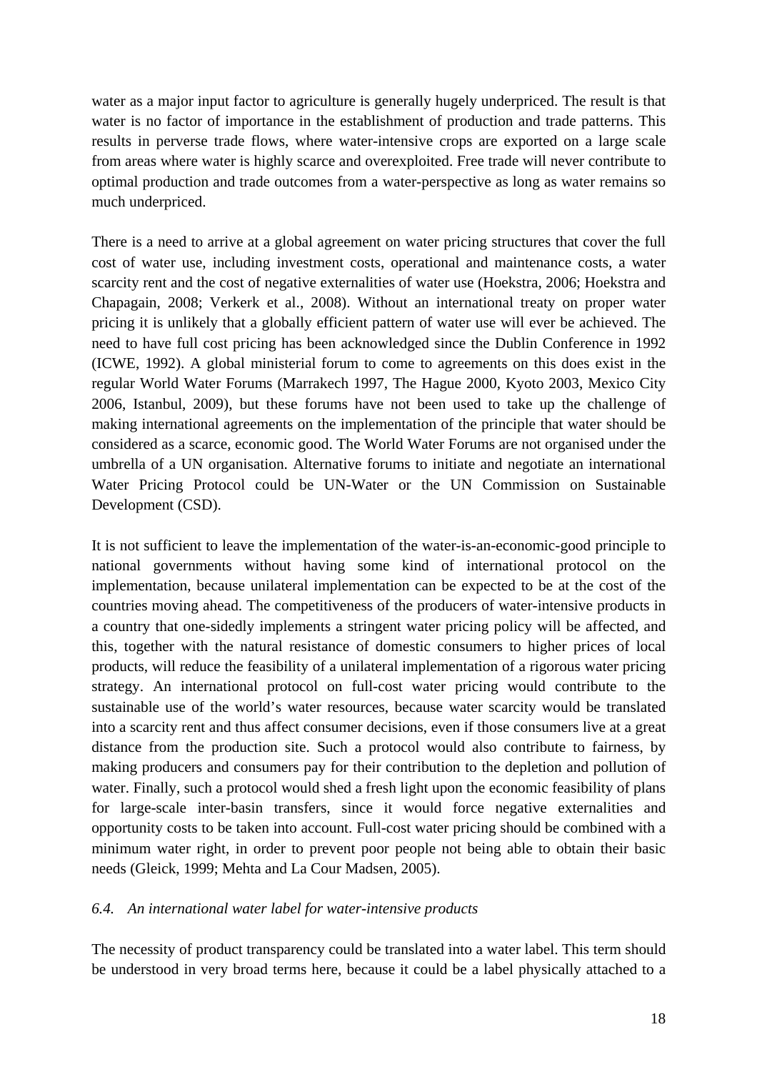water as a major input factor to agriculture is generally hugely underpriced. The result is that water is no factor of importance in the establishment of production and trade patterns. This results in perverse trade flows, where water-intensive crops are exported on a large scale from areas where water is highly scarce and overexploited. Free trade will never contribute to optimal production and trade outcomes from a water-perspective as long as water remains so much underpriced.

There is a need to arrive at a global agreement on water pricing structures that cover the full cost of water use, including investment costs, operational and maintenance costs, a water scarcity rent and the cost of negative externalities of water use (Hoekstra, 2006; Hoekstra and Chapagain, 2008; Verkerk et al., 2008). Without an international treaty on proper water pricing it is unlikely that a globally efficient pattern of water use will ever be achieved. The need to have full cost pricing has been acknowledged since the Dublin Conference in 1992 (ICWE, 1992). A global ministerial forum to come to agreements on this does exist in the regular World Water Forums (Marrakech 1997, The Hague 2000, Kyoto 2003, Mexico City 2006, Istanbul, 2009), but these forums have not been used to take up the challenge of making international agreements on the implementation of the principle that water should be considered as a scarce, economic good. The World Water Forums are not organised under the umbrella of a UN organisation. Alternative forums to initiate and negotiate an international Water Pricing Protocol could be UN-Water or the UN Commission on Sustainable Development (CSD).

It is not sufficient to leave the implementation of the water-is-an-economic-good principle to national governments without having some kind of international protocol on the implementation, because unilateral implementation can be expected to be at the cost of the countries moving ahead. The competitiveness of the producers of water-intensive products in a country that one-sidedly implements a stringent water pricing policy will be affected, and this, together with the natural resistance of domestic consumers to higher prices of local products, will reduce the feasibility of a unilateral implementation of a rigorous water pricing strategy. An international protocol on full-cost water pricing would contribute to the sustainable use of the world's water resources, because water scarcity would be translated into a scarcity rent and thus affect consumer decisions, even if those consumers live at a great distance from the production site. Such a protocol would also contribute to fairness, by making producers and consumers pay for their contribution to the depletion and pollution of water. Finally, such a protocol would shed a fresh light upon the economic feasibility of plans for large-scale inter-basin transfers, since it would force negative externalities and opportunity costs to be taken into account. Full-cost water pricing should be combined with a minimum water right, in order to prevent poor people not being able to obtain their basic needs (Gleick, 1999; Mehta and La Cour Madsen, 2005).

### *6.4. An international water label for water-intensive products*

The necessity of product transparency could be translated into a water label. This term should be understood in very broad terms here, because it could be a label physically attached to a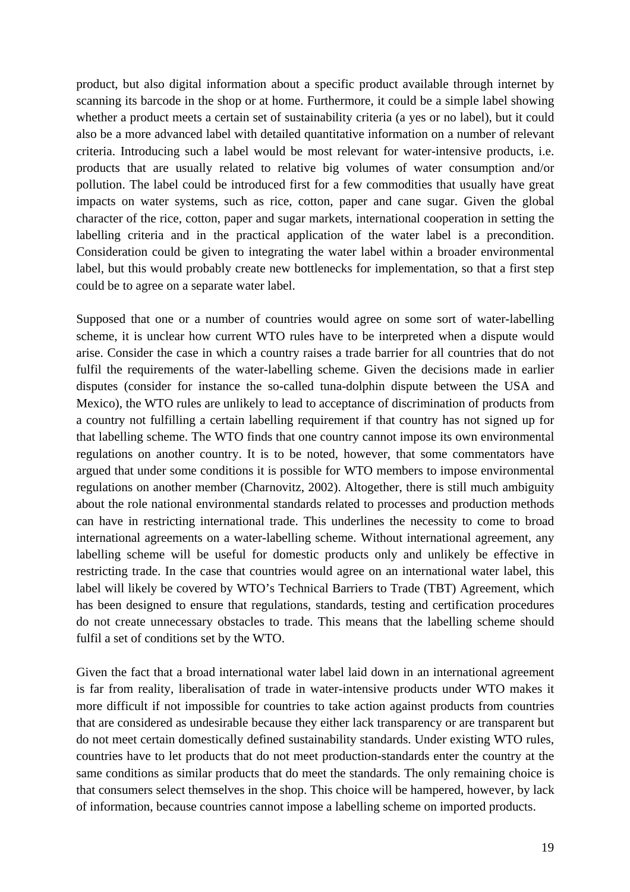product, but also digital information about a specific product available through internet by scanning its barcode in the shop or at home. Furthermore, it could be a simple label showing whether a product meets a certain set of sustainability criteria (a yes or no label), but it could also be a more advanced label with detailed quantitative information on a number of relevant criteria. Introducing such a label would be most relevant for water-intensive products, i.e. products that are usually related to relative big volumes of water consumption and/or pollution. The label could be introduced first for a few commodities that usually have great impacts on water systems, such as rice, cotton, paper and cane sugar. Given the global character of the rice, cotton, paper and sugar markets, international cooperation in setting the labelling criteria and in the practical application of the water label is a precondition. Consideration could be given to integrating the water label within a broader environmental label, but this would probably create new bottlenecks for implementation, so that a first step could be to agree on a separate water label.

Supposed that one or a number of countries would agree on some sort of water-labelling scheme, it is unclear how current WTO rules have to be interpreted when a dispute would arise. Consider the case in which a country raises a trade barrier for all countries that do not fulfil the requirements of the water-labelling scheme. Given the decisions made in earlier disputes (consider for instance the so-called tuna-dolphin dispute between the USA and Mexico), the WTO rules are unlikely to lead to acceptance of discrimination of products from a country not fulfilling a certain labelling requirement if that country has not signed up for that labelling scheme. The WTO finds that one country cannot impose its own environmental regulations on another country. It is to be noted, however, that some commentators have argued that under some conditions it is possible for WTO members to impose environmental regulations on another member (Charnovitz, 2002). Altogether, there is still much ambiguity about the role national environmental standards related to processes and production methods can have in restricting international trade. This underlines the necessity to come to broad international agreements on a water-labelling scheme. Without international agreement, any labelling scheme will be useful for domestic products only and unlikely be effective in restricting trade. In the case that countries would agree on an international water label, this label will likely be covered by WTO's Technical Barriers to Trade (TBT) Agreement, which has been designed to ensure that regulations, standards, testing and certification procedures do not create unnecessary obstacles to trade. This means that the labelling scheme should fulfil a set of conditions set by the WTO.

Given the fact that a broad international water label laid down in an international agreement is far from reality, liberalisation of trade in water-intensive products under WTO makes it more difficult if not impossible for countries to take action against products from countries that are considered as undesirable because they either lack transparency or are transparent but do not meet certain domestically defined sustainability standards. Under existing WTO rules, countries have to let products that do not meet production-standards enter the country at the same conditions as similar products that do meet the standards. The only remaining choice is that consumers select themselves in the shop. This choice will be hampered, however, by lack of information, because countries cannot impose a labelling scheme on imported products.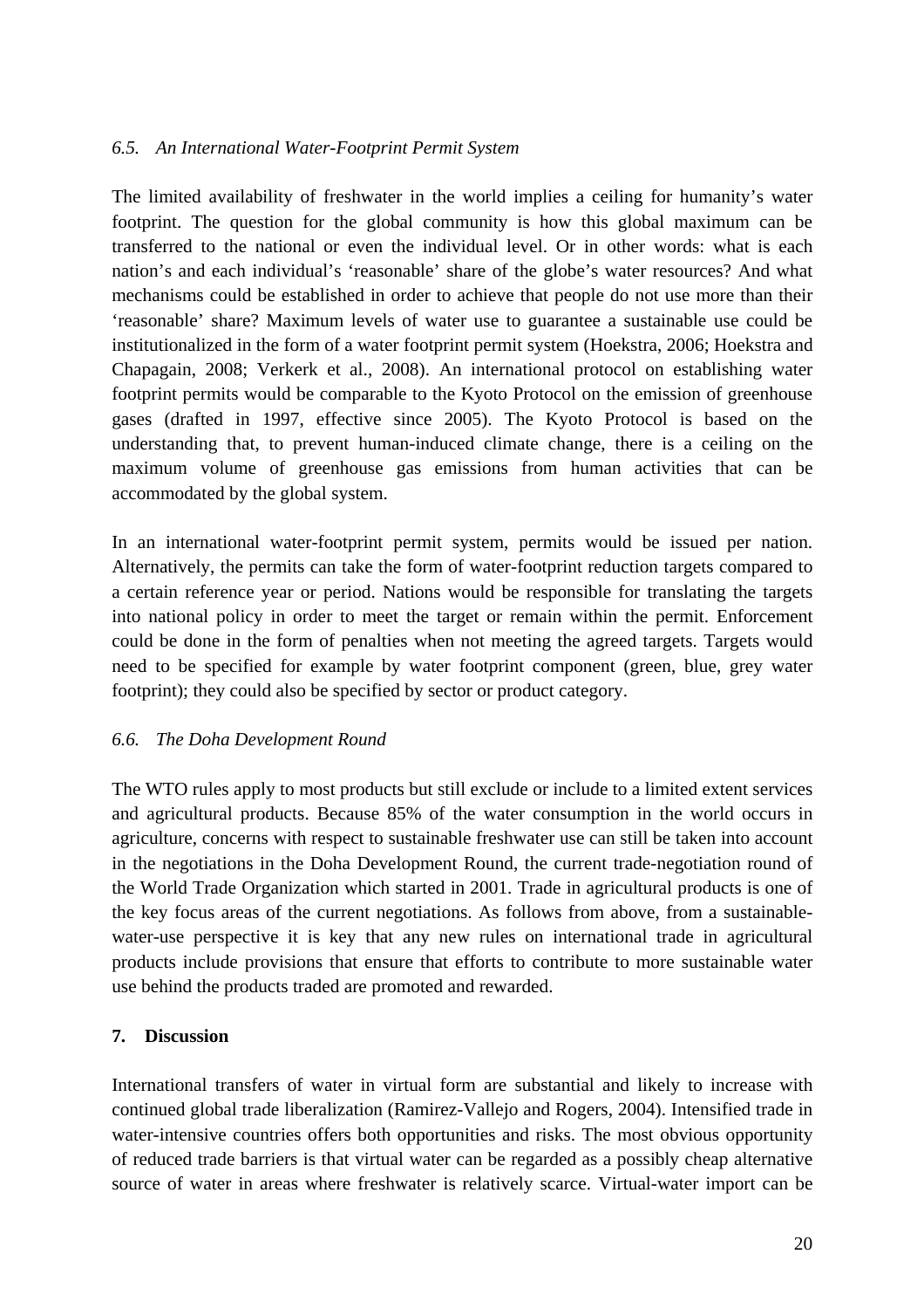### *6.5. An International Water-Footprint Permit System*

The limited availability of freshwater in the world implies a ceiling for humanity's water footprint. The question for the global community is how this global maximum can be transferred to the national or even the individual level. Or in other words: what is each nation's and each individual's 'reasonable' share of the globe's water resources? And what mechanisms could be established in order to achieve that people do not use more than their 'reasonable' share? Maximum levels of water use to guarantee a sustainable use could be institutionalized in the form of a water footprint permit system (Hoekstra, 2006; Hoekstra and Chapagain, 2008; Verkerk et al., 2008). An international protocol on establishing water footprint permits would be comparable to the Kyoto Protocol on the emission of greenhouse gases (drafted in 1997, effective since 2005). The Kyoto Protocol is based on the understanding that, to prevent human-induced climate change, there is a ceiling on the maximum volume of greenhouse gas emissions from human activities that can be accommodated by the global system.

In an international water-footprint permit system, permits would be issued per nation. Alternatively, the permits can take the form of water-footprint reduction targets compared to a certain reference year or period. Nations would be responsible for translating the targets into national policy in order to meet the target or remain within the permit. Enforcement could be done in the form of penalties when not meeting the agreed targets. Targets would need to be specified for example by water footprint component (green, blue, grey water footprint); they could also be specified by sector or product category.

### *6.6. The Doha Development Round*

The WTO rules apply to most products but still exclude or include to a limited extent services and agricultural products. Because 85% of the water consumption in the world occurs in agriculture, concerns with respect to sustainable freshwater use can still be taken into account in the negotiations in the Doha Development Round, the current trade-negotiation round of the World Trade Organization which started in 2001. Trade in agricultural products is one of the key focus areas of the current negotiations. As follows from above, from a sustainable-water-use perspective it is key that any new rules on international trade in agricultural products include provisions that ensure that efforts to contribute to more sustainable water use behind the products traded are promoted and rewarded.

## 7. Discussion

International transfers of water in virtual form are substantial and likely to increase with continued global trade liberalization (Ramirez-Vallejo and Rogers, 2004). Intensified trade in water-intensive countries offers both opportunities and risks. The most obvious opportunity of reduced trade barriers is that virtual water can be regarded as a possibly cheap alternative source of water in areas where freshwater is relatively scarce. Virtual-water import can be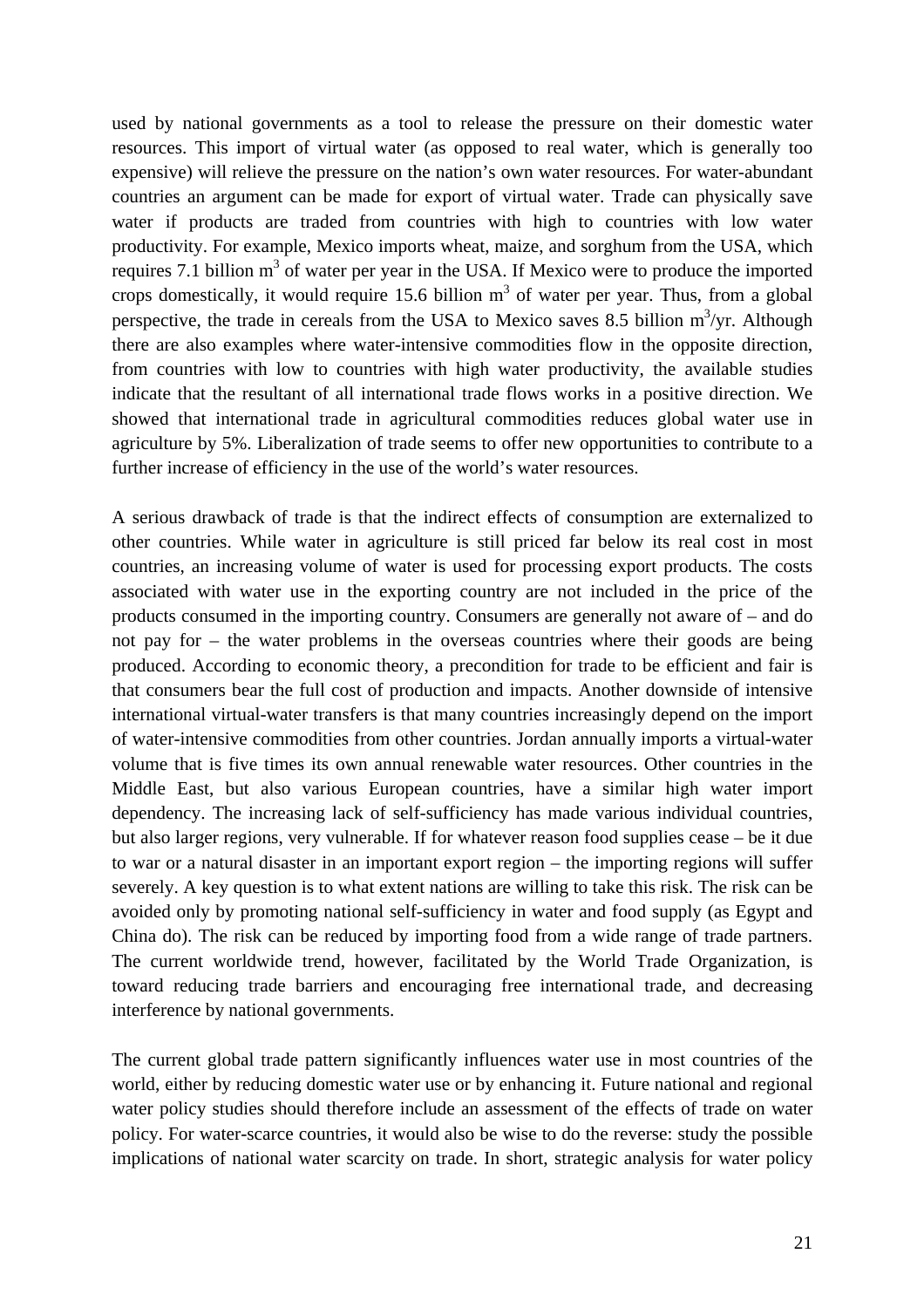used by national governments as a tool to release the pressure on their domestic water resources. This import of virtual water (as opposed to real water, which is generally too expensive) will relieve the pressure on the nation's own water resources. For water-abundant countries an argument can be made for export of virtual water. Trade can physically save water if products are traded from countries with high to countries with low water productivity. For example, Mexico imports wheat, maize, and sorghum from the USA, which requires 7.1 billion $m^3$ of water per year in the USA. If Mexico were to produce the imported crops domestically, it would require 15.6 billion $m^3$ of water per year. Thus, from a global perspective, the trade in cereals from the USA to Mexico saves 8.5 billion $m^3$/yr. Although there are also examples where water-intensive commodities flow in the opposite direction, from countries with low to countries with high water productivity, the available studies indicate that the resultant of all international trade flows works in a positive direction. We showed that international trade in agricultural commodities reduces global water use in agriculture by 5%. Liberalization of trade seems to offer new opportunities to contribute to a further increase of efficiency in the use of the world's water resources.

A serious drawback of trade is that the indirect effects of consumption are externalized to other countries. While water in agriculture is still priced far below its real cost in most countries, an increasing volume of water is used for processing export products. The costs associated with water use in the exporting country are not included in the price of the products consumed in the importing country. Consumers are generally not aware of – and do not pay for – the water problems in the overseas countries where their goods are being produced. According to economic theory, a precondition for trade to be efficient and fair is that consumers bear the full cost of production and impacts. Another downside of intensive international virtual-water transfers is that many countries increasingly depend on the import of water-intensive commodities from other countries. Jordan annually imports a virtual-water volume that is five times its own annual renewable water resources. Other countries in the Middle East, but also various European countries, have a similar high water import dependency. The increasing lack of self-sufficiency has made various individual countries, but also larger regions, very vulnerable. If for whatever reason food supplies cease – be it due to war or a natural disaster in an important export region – the importing regions will suffer severely. A key question is to what extent nations are willing to take this risk. The risk can be avoided only by promoting national self-sufficiency in water and food supply (as Egypt and China do). The risk can be reduced by importing food from a wide range of trade partners. The current worldwide trend, however, facilitated by the World Trade Organization, is toward reducing trade barriers and encouraging free international trade, and decreasing interference by national governments.

The current global trade pattern significantly influences water use in most countries of the world, either by reducing domestic water use or by enhancing it. Future national and regional water policy studies should therefore include an assessment of the effects of trade on water policy. For water-scarce countries, it would also be wise to do the reverse: study the possible implications of national water scarcity on trade. In short, strategic analysis for water policy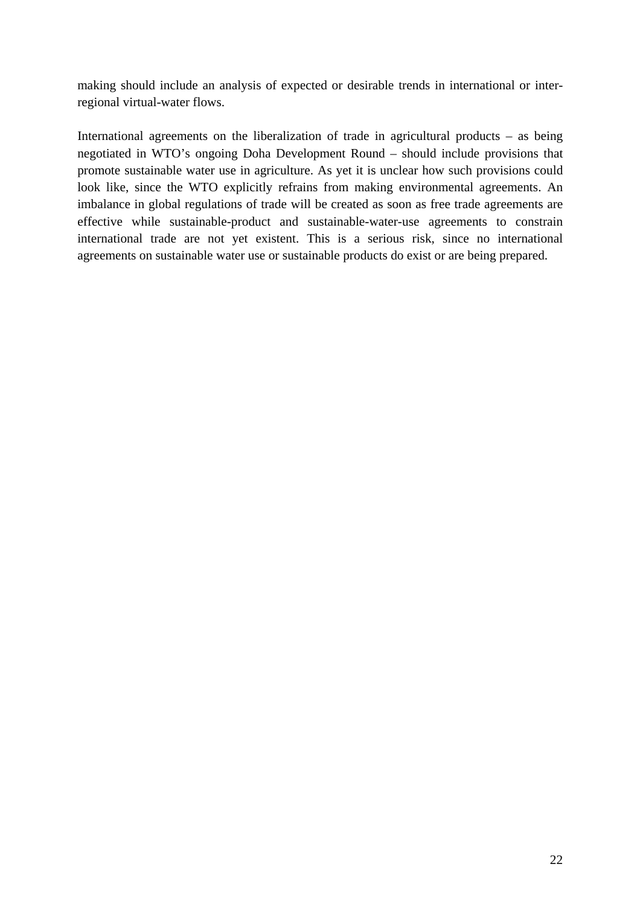making should include an analysis of expected or desirable trends in international or inter-regional virtual-water flows.

International agreements on the liberalization of trade in agricultural products – as being negotiated in WTO's ongoing Doha Development Round – should include provisions that promote sustainable water use in agriculture. As yet it is unclear how such provisions could look like, since the WTO explicitly refrains from making environmental agreements. An imbalance in global regulations of trade will be created as soon as free trade agreements are effective while sustainable-product and sustainable-water-use agreements to constrain international trade are not yet existent. This is a serious risk, since no international agreements on sustainable water use or sustainable products do exist or are being prepared.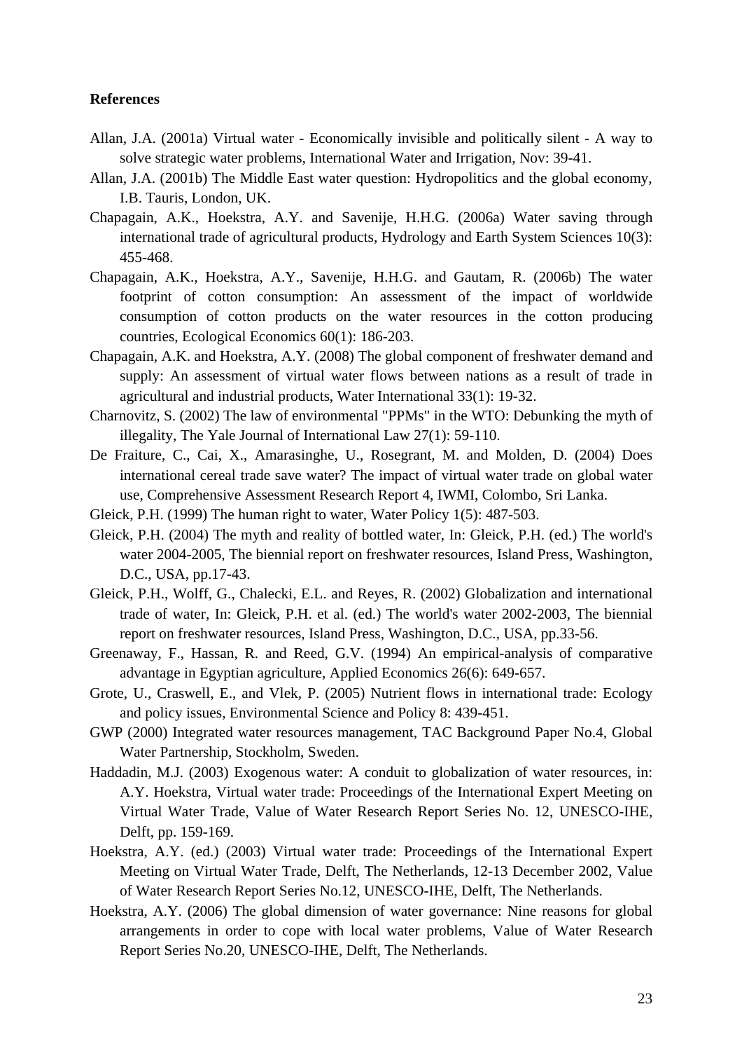**References**

Allan, J.A. (2001a) Virtual water - Economically invisible and politically silent - A way to solve strategic water problems, International Water and Irrigation, Nov: 39-41.

Allan, J.A. (2001b) The Middle East water question: Hydropolitics and the global economy, I.B. Tauris, London, UK.

Chapagain, A.K., Hoekstra, A.Y. and Savenije, H.H.G. (2006a) Water saving through international trade of agricultural products, Hydrology and Earth System Sciences 10(3): 455-468.

Chapagain, A.K., Hoekstra, A.Y., Savenije, H.H.G. and Gautam, R. (2006b) The water footprint of cotton consumption: An assessment of the impact of worldwide consumption of cotton products on the water resources in the cotton producing countries, Ecological Economics 60(1): 186-203.

Chapagain, A.K. and Hoekstra, A.Y. (2008) The global component of freshwater demand and supply: An assessment of virtual water flows between nations as a result of trade in agricultural and industrial products, Water International 33(1): 19-32.

Charnovitz, S. (2002) The law of environmental "PPMs" in the WTO: Debunking the myth of illegality, The Yale Journal of International Law 27(1): 59-110.

De Fraiture, C., Cai, X., Amarasinghe, U., Rosegrant, M. and Molden, D. (2004) Does international cereal trade save water? The impact of virtual water trade on global water use, Comprehensive Assessment Research Report 4, IWMI, Colombo, Sri Lanka.

Gleick, P.H. (1999) The human right to water, Water Policy 1(5): 487-503.

Gleick, P.H. (2004) The myth and reality of bottled water, In: Gleick, P.H. (ed.) The world's water 2004-2005, The biennial report on freshwater resources, Island Press, Washington, D.C., USA, pp.17-43.

Gleick, P.H., Wolff, G., Chalecki, E.L. and Reyes, R. (2002) Globalization and international trade of water, In: Gleick, P.H. et al. (ed.) The world's water 2002-2003, The biennial report on freshwater resources, Island Press, Washington, D.C., USA, pp.33-56.

Greenaway, F., Hassan, R. and Reed, G.V. (1994) An empirical-analysis of comparative advantage in Egyptian agriculture, Applied Economics 26(6): 649-657.

Grote, U., Craswell, E., and Vlek, P. (2005) Nutrient flows in international trade: Ecology and policy issues, Environmental Science and Policy 8: 439-451.

GWP (2000) Integrated water resources management, TAC Background Paper No.4, Global Water Partnership, Stockholm, Sweden.

Haddadin, M.J. (2003) Exogenous water: A conduit to globalization of water resources, in: A.Y. Hoekstra, Virtual water trade: Proceedings of the International Expert Meeting on Virtual Water Trade, Value of Water Research Report Series No. 12, UNESCO-IHE, Delft, pp. 159-169.

Hoekstra, A.Y. (ed.) (2003) Virtual water trade: Proceedings of the International Expert Meeting on Virtual Water Trade, Delft, The Netherlands, 12-13 December 2002, Value of Water Research Report Series No.12, UNESCO-IHE, Delft, The Netherlands.

Hoekstra, A.Y. (2006) The global dimension of water governance: Nine reasons for global arrangements in order to cope with local water problems, Value of Water Research Report Series No.20, UNESCO-IHE, Delft, The Netherlands.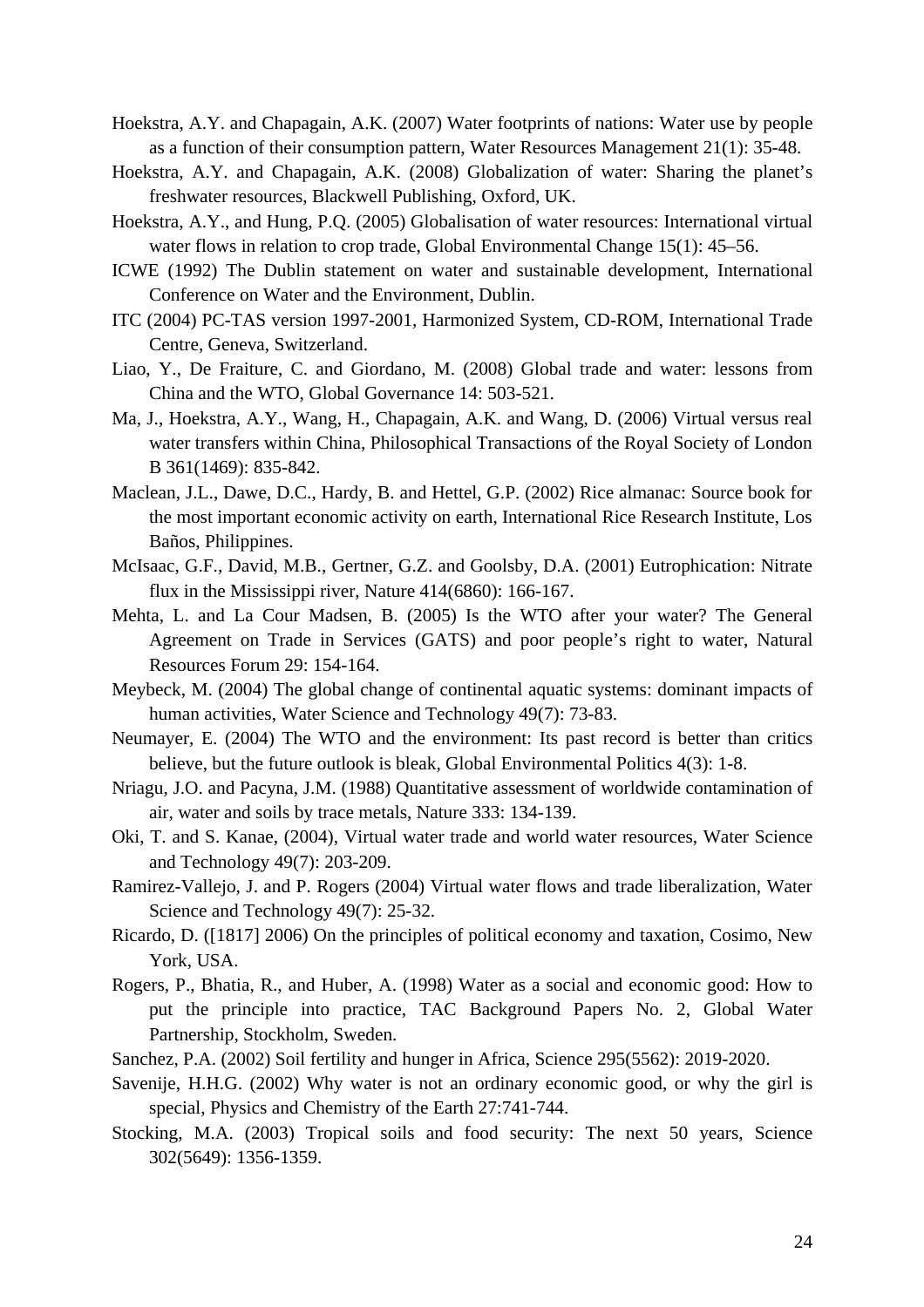Hoekstra, A.Y. and Chapagain, A.K. (2007) Water footprints of nations: Water use by people as a function of their consumption pattern, Water Resources Management 21(1): 35-48.

Hoekstra, A.Y. and Chapagain, A.K. (2008) Globalization of water: Sharing the planet's freshwater resources, Blackwell Publishing, Oxford, UK.

Hoekstra, A.Y., and Hung, P.Q. (2005) Globalisation of water resources: International virtual water flows in relation to crop trade, Global Environmental Change 15(1): 45–56.

ICWE (1992) The Dublin statement on water and sustainable development, International Conference on Water and the Environment, Dublin.

ITC (2004) PC-TAS version 1997-2001, Harmonized System, CD-ROM, International Trade Centre, Geneva, Switzerland.

Liao, Y., De Fraiture, C. and Giordano, M. (2008) Global trade and water: lessons from China and the WTO, Global Governance 14: 503-521.

Ma, J., Hoekstra, A.Y., Wang, H., Chapagain, A.K. and Wang, D. (2006) Virtual versus real water transfers within China, Philosophical Transactions of the Royal Society of London B 361(1469): 835-842.

Maclean, J.L., Dawe, D.C., Hardy, B. and Hettel, G.P. (2002) Rice almanac: Source book for the most important economic activity on earth, International Rice Research Institute, Los Baños, Philippines.

McIsaac, G.F., David, M.B., Gertner, G.Z. and Goolsby, D.A. (2001) Eutrophication: Nitrate flux in the Mississippi river, Nature 414(6860): 166-167.

Mehta, L. and La Cour Madsen, B. (2005) Is the WTO after your water? The General Agreement on Trade in Services (GATS) and poor people's right to water, Natural Resources Forum 29: 154-164.

Meybeck, M. (2004) The global change of continental aquatic systems: dominant impacts of human activities, Water Science and Technology 49(7): 73-83.

Neumayer, E. (2004) The WTO and the environment: Its past record is better than critics believe, but the future outlook is bleak, Global Environmental Politics 4(3): 1-8.

Nriagu, J.O. and Pacyna, J.M. (1988) Quantitative assessment of worldwide contamination of air, water and soils by trace metals, Nature 333: 134-139.

Oki, T. and S. Kanae, (2004), Virtual water trade and world water resources, Water Science and Technology 49(7): 203-209.

Ramirez-Vallejo, J. and P. Rogers (2004) Virtual water flows and trade liberalization, Water Science and Technology 49(7): 25-32.

Ricardo, D. ([1817] 2006) On the principles of political economy and taxation, Cosimo, New York, USA.

Rogers, P., Bhatia, R., and Huber, A. (1998) Water as a social and economic good: How to put the principle into practice, TAC Background Papers No. 2, Global Water Partnership, Stockholm, Sweden.

Sanchez, P.A. (2002) Soil fertility and hunger in Africa, Science 295(5562): 2019-2020.

Savenije, H.H.G. (2002) Why water is not an ordinary economic good, or why the girl is special, Physics and Chemistry of the Earth 27:741-744.

Stocking, M.A. (2003) Tropical soils and food security: The next 50 years, Science 302(5649): 1356-1359.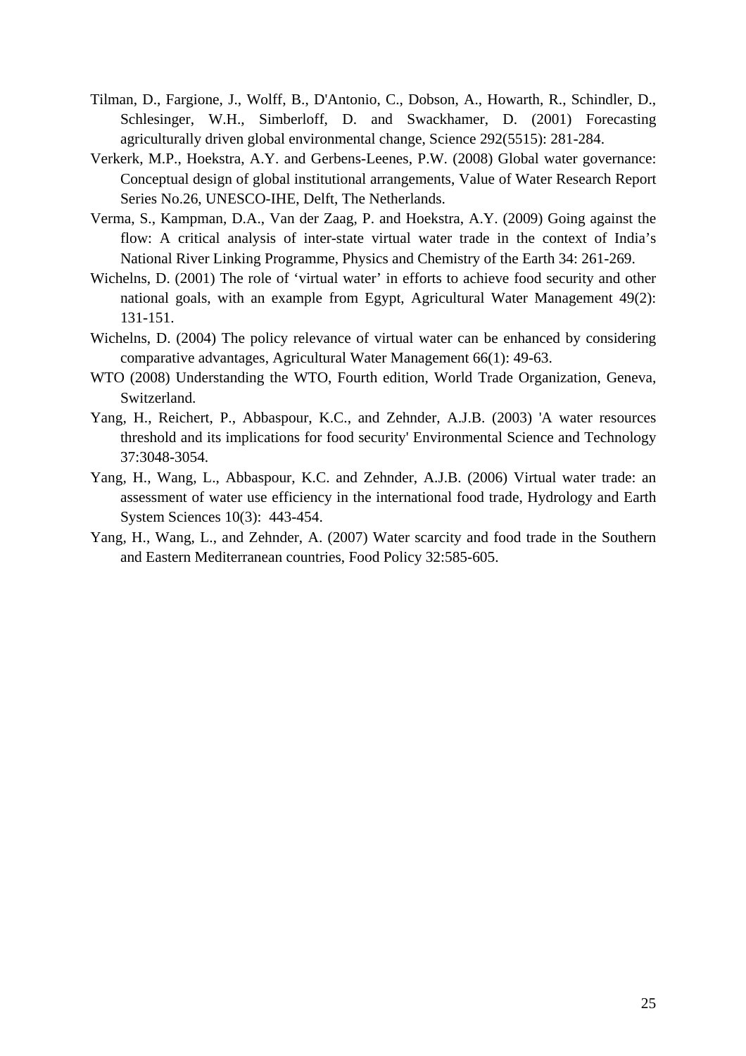Tilman, D., Fargione, J., Wolff, B., D'Antonio, C., Dobson, A., Howarth, R., Schindler, D., Schlesinger, W.H., Simberloff, D. and Swackhamer, D. (2001) Forecasting agriculturally driven global environmental change, Science 292(5515): 281-284.

Verkerk, M.P., Hoekstra, A.Y. and Gerbens-Leenes, P.W. (2008) Global water governance: Conceptual design of global institutional arrangements, Value of Water Research Report Series No.26, UNESCO-IHE, Delft, The Netherlands.

Verma, S., Kampman, D.A., Van der Zaag, P. and Hoekstra, A.Y. (2009) Going against the flow: A critical analysis of inter-state virtual water trade in the context of India's National River Linking Programme, Physics and Chemistry of the Earth 34: 261-269.

Wichelns, D. (2001) The role of 'virtual water' in efforts to achieve food security and other national goals, with an example from Egypt, Agricultural Water Management 49(2): 131-151.

Wichelns, D. (2004) The policy relevance of virtual water can be enhanced by considering comparative advantages, Agricultural Water Management 66(1): 49-63.

WTO (2008) Understanding the WTO, Fourth edition, World Trade Organization, Geneva, Switzerland.

Yang, H., Reichert, P., Abbaspour, K.C., and Zehnder, A.J.B. (2003) 'A water resources threshold and its implications for food security' Environmental Science and Technology 37:3048-3054.

Yang, H., Wang, L., Abbaspour, K.C. and Zehnder, A.J.B. (2006) Virtual water trade: an assessment of water use efficiency in the international food trade, Hydrology and Earth System Sciences 10(3): 443-454.

Yang, H., Wang, L., and Zehnder, A. (2007) Water scarcity and food trade in the Southern and Eastern Mediterranean countries, Food Policy 32:585-605.